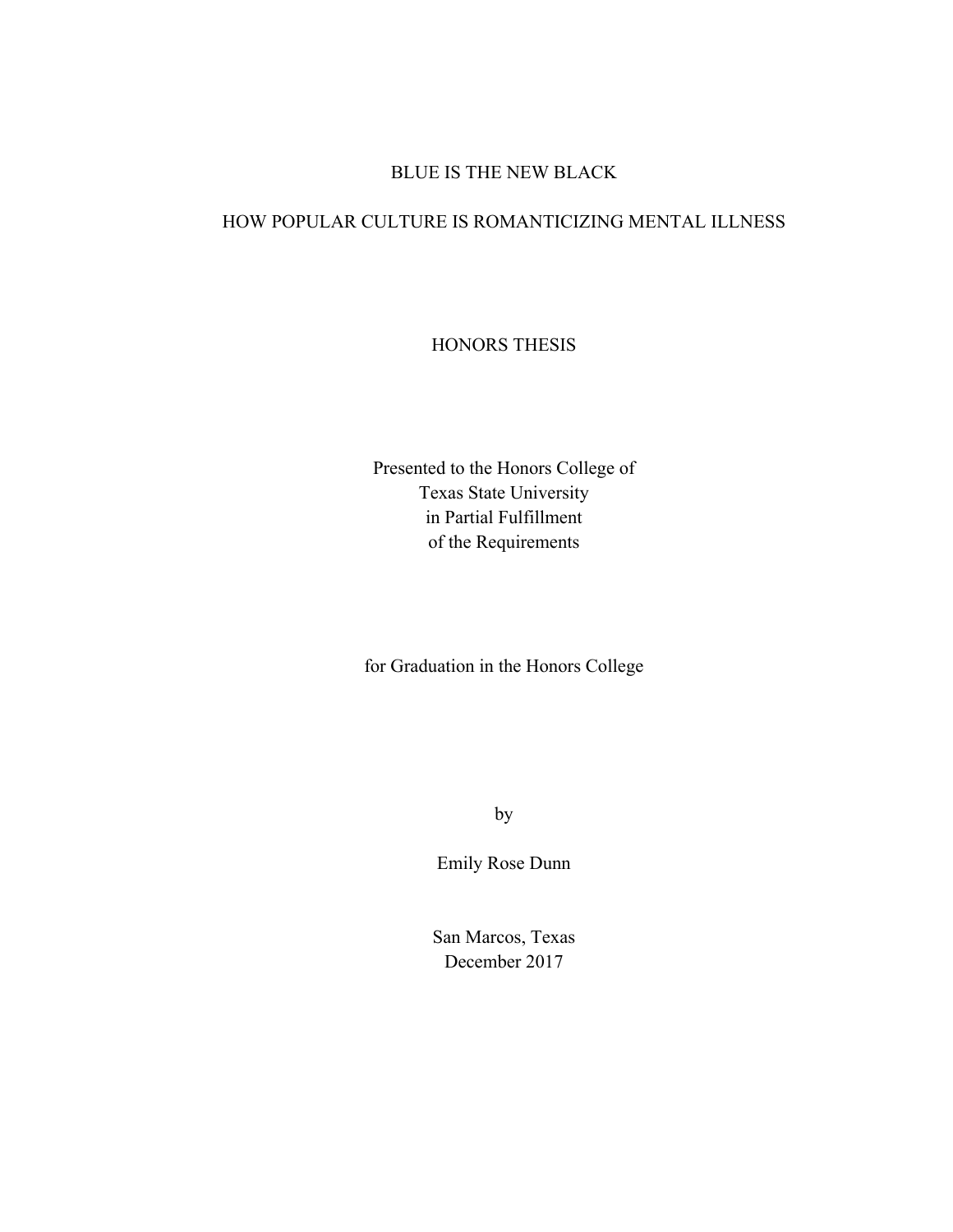# BLUE IS THE NEW BLACK

## HOW POPULAR CULTURE IS ROMANTICIZING MENTAL ILLNESS

HONORS THESIS

Presented to the Honors College of
Texas State University
in Partial Fulfillment
of the Requirements

for Graduation in the Honors College

by

Emily Rose Dunn

San Marcos, Texas
December 2017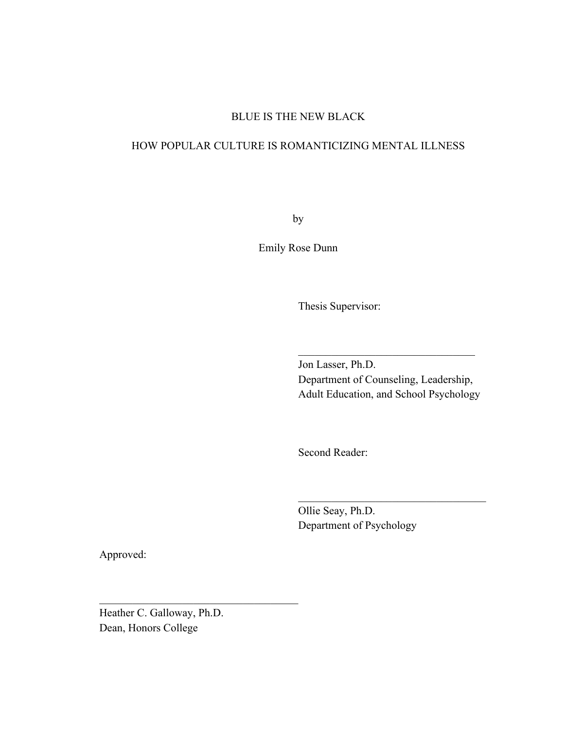BLUE IS THE NEW BLACK

HOW POPULAR CULTURE IS ROMANTICIZING MENTAL ILLNESS

by

Emily Rose Dunn

Thesis Supervisor:

\_\_\_\_\_\_\_\_\_\_\_\_\_\_\_\_\_\_\_\_\_\_\_\_\_\_\_\_\_\_\_\_\_\_

Jon Lasser, Ph.D.
Department of Counseling, Leadership,
Adult Education, and School Psychology

Second Reader:

\_\_\_\_\_\_\_\_\_\_\_\_\_\_\_\_\_\_\_\_\_\_\_\_\_\_\_\_\_\_\_\_\_\_

Ollie Seay, Ph.D.
Department of Psychology

Approved:

\_\_\_\_\_\_\_\_\_\_\_\_\_\_\_\_\_\_\_\_\_\_\_\_\_\_\_\_\_\_\_\_\_\_

Heather C. Galloway, Ph.D.
Dean, Honors College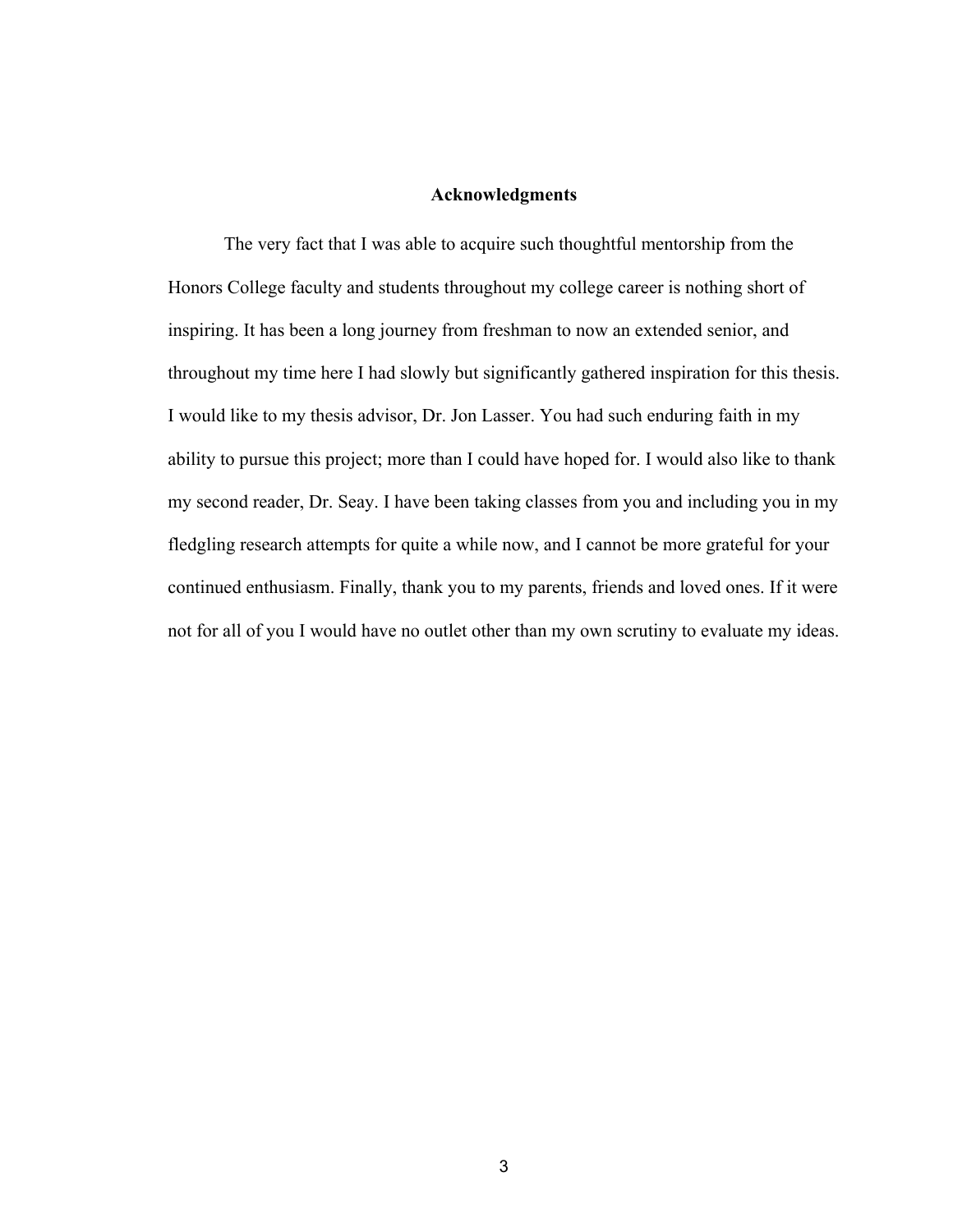# Acknowledgments

The very fact that I was able to acquire such thoughtful mentorship from the Honors College faculty and students throughout my college career is nothing short of inspiring. It has been a long journey from freshman to now an extended senior, and throughout my time here I had slowly but significantly gathered inspiration for this thesis. I would like to my thesis advisor, Dr. Jon Lasser. You had such enduring faith in my ability to pursue this project; more than I could have hoped for. I would also like to thank my second reader, Dr. Seay. I have been taking classes from you and including you in my fledgling research attempts for quite a while now, and I cannot be more grateful for your continued enthusiasm. Finally, thank you to my parents, friends and loved ones. If it were not for all of you I would have no outlet other than my own scrutiny to evaluate my ideas.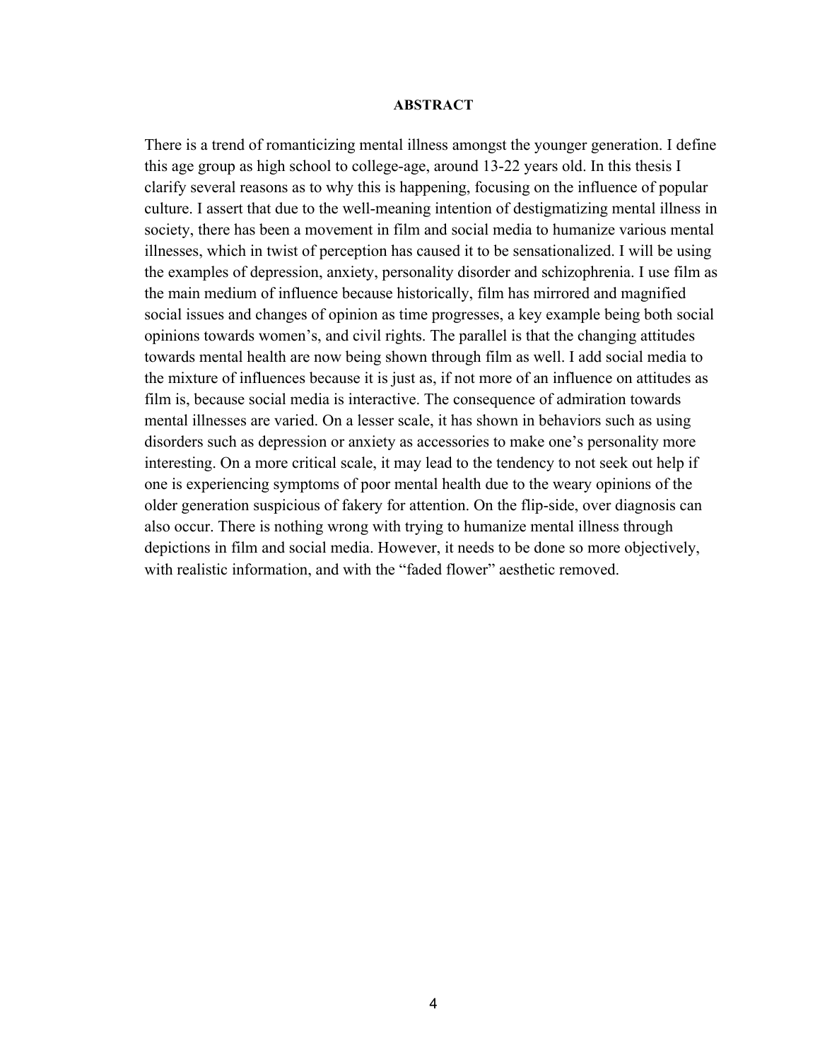## ABSTRACT

There is a trend of romanticizing mental illness amongst the younger generation. I define this age group as high school to college-age, around 13-22 years old. In this thesis I clarify several reasons as to why this is happening, focusing on the influence of popular culture. I assert that due to the well-meaning intention of destigmatizing mental illness in society, there has been a movement in film and social media to humanize various mental illnesses, which in twist of perception has caused it to be sensationalized. I will be using the examples of depression, anxiety, personality disorder and schizophrenia. I use film as the main medium of influence because historically, film has mirrored and magnified social issues and changes of opinion as time progresses, a key example being both social opinions towards women's, and civil rights. The parallel is that the changing attitudes towards mental health are now being shown through film as well. I add social media to the mixture of influences because it is just as, if not more of an influence on attitudes as film is, because social media is interactive. The consequence of admiration towards mental illnesses are varied. On a lesser scale, it has shown in behaviors such as using disorders such as depression or anxiety as accessories to make one's personality more interesting. On a more critical scale, it may lead to the tendency to not seek out help if one is experiencing symptoms of poor mental health due to the weary opinions of the older generation suspicious of fakery for attention. On the flip-side, over diagnosis can also occur. There is nothing wrong with trying to humanize mental illness through depictions in film and social media. However, it needs to be done so more objectively, with realistic information, and with the "faded flower" aesthetic removed.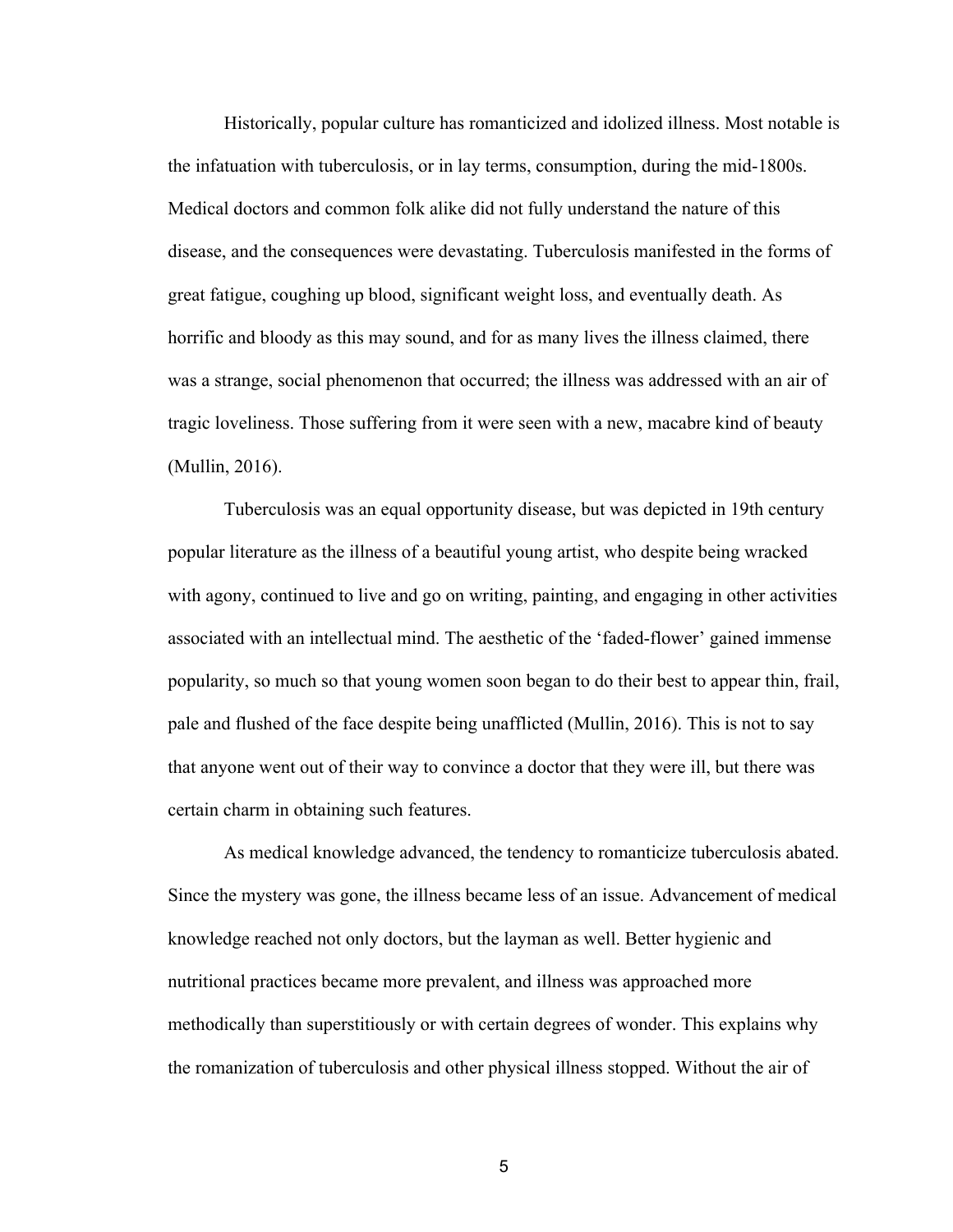Historically, popular culture has romanticized and idolized illness. Most notable is the infatuation with tuberculosis, or in lay terms, consumption, during the mid-1800s. Medical doctors and common folk alike did not fully understand the nature of this disease, and the consequences were devastating. Tuberculosis manifested in the forms of great fatigue, coughing up blood, significant weight loss, and eventually death. As horrific and bloody as this may sound, and for as many lives the illness claimed, there was a strange, social phenomenon that occurred; the illness was addressed with an air of tragic loveliness. Those suffering from it were seen with a new, macabre kind of beauty (Mullin, 2016).

Tuberculosis was an equal opportunity disease, but was depicted in 19th century popular literature as the illness of a beautiful young artist, who despite being wracked with agony, continued to live and go on writing, painting, and engaging in other activities associated with an intellectual mind. The aesthetic of the 'faded-flower' gained immense popularity, so much so that young women soon began to do their best to appear thin, frail, pale and flushed of the face despite being unafflicted (Mullin, 2016). This is not to say that anyone went out of their way to convince a doctor that they were ill, but there was certain charm in obtaining such features.

As medical knowledge advanced, the tendency to romanticize tuberculosis abated. Since the mystery was gone, the illness became less of an issue. Advancement of medical knowledge reached not only doctors, but the layman as well. Better hygienic and nutritional practices became more prevalent, and illness was approached more methodically than superstitiously or with certain degrees of wonder. This explains why the romanization of tuberculosis and other physical illness stopped. Without the air of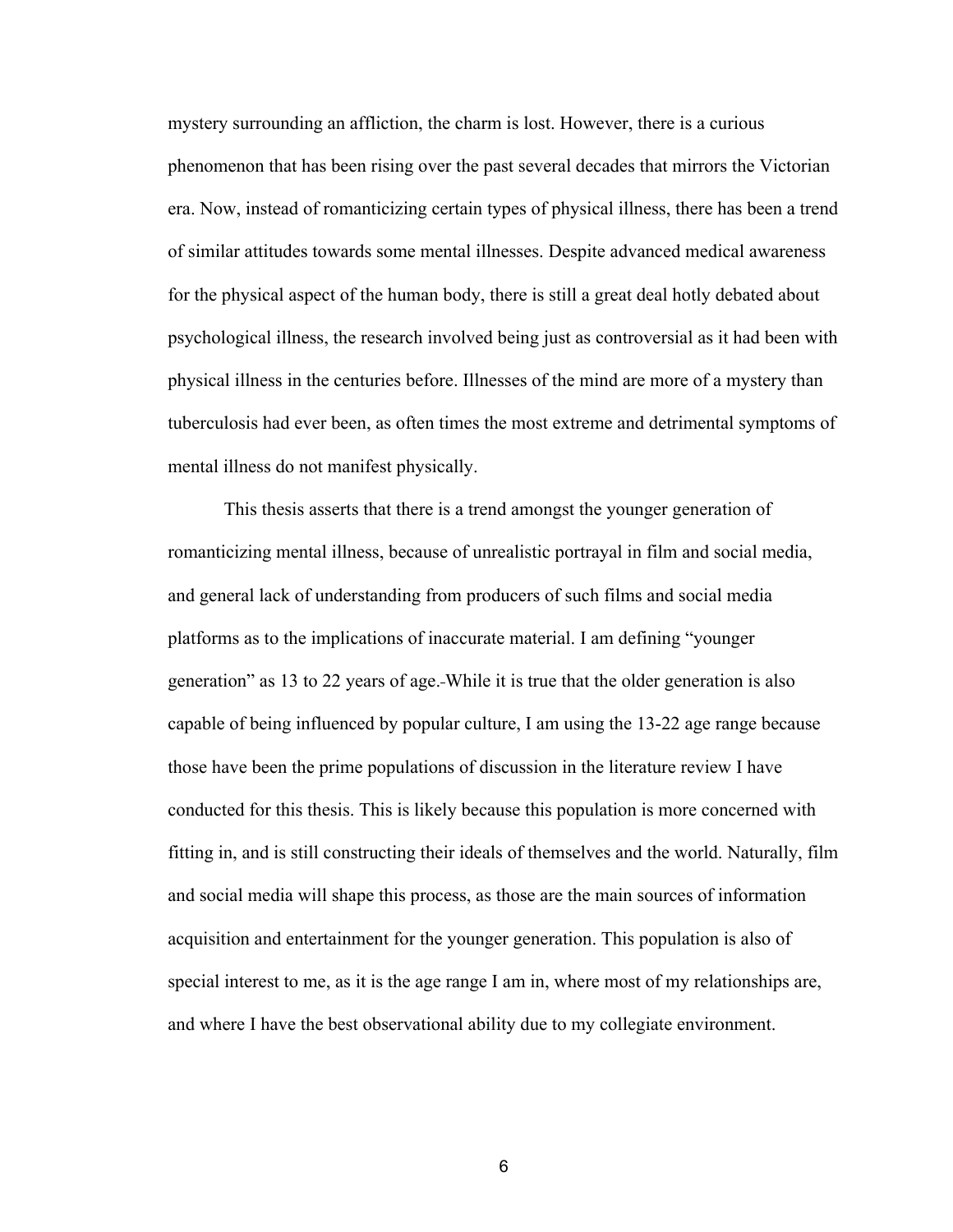mystery surrounding an affliction, the charm is lost. However, there is a curious phenomenon that has been rising over the past several decades that mirrors the Victorian era. Now, instead of romanticizing certain types of physical illness, there has been a trend of similar attitudes towards some mental illnesses. Despite advanced medical awareness for the physical aspect of the human body, there is still a great deal hotly debated about psychological illness, the research involved being just as controversial as it had been with physical illness in the centuries before. Illnesses of the mind are more of a mystery than tuberculosis had ever been, as often times the most extreme and detrimental symptoms of mental illness do not manifest physically.

This thesis asserts that there is a trend amongst the younger generation of romanticizing mental illness, because of unrealistic portrayal in film and social media, and general lack of understanding from producers of such films and social media platforms as to the implications of inaccurate material. I am defining "younger generation" as 13 to 22 years of age. While it is true that the older generation is also capable of being influenced by popular culture, I am using the 13-22 age range because those have been the prime populations of discussion in the literature review I have conducted for this thesis. This is likely because this population is more concerned with fitting in, and is still constructing their ideals of themselves and the world. Naturally, film and social media will shape this process, as those are the main sources of information acquisition and entertainment for the younger generation. This population is also of special interest to me, as it is the age range I am in, where most of my relationships are, and where I have the best observational ability due to my collegiate environment.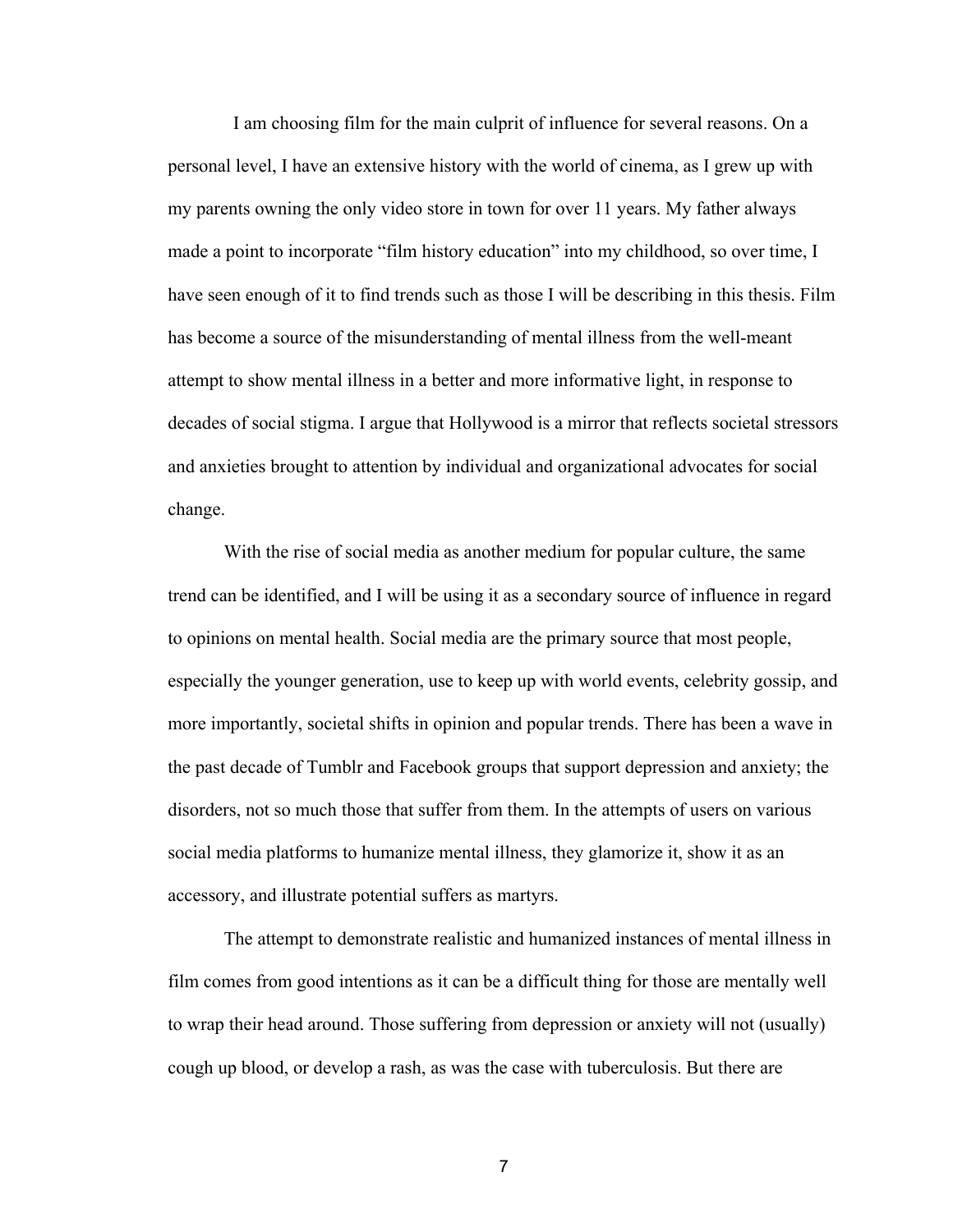I am choosing film for the main culprit of influence for several reasons. On a personal level, I have an extensive history with the world of cinema, as I grew up with my parents owning the only video store in town for over 11 years. My father always made a point to incorporate "film history education" into my childhood, so over time, I have seen enough of it to find trends such as those I will be describing in this thesis. Film has become a source of the misunderstanding of mental illness from the well-meant attempt to show mental illness in a better and more informative light, in response to decades of social stigma. I argue that Hollywood is a mirror that reflects societal stressors and anxieties brought to attention by individual and organizational advocates for social change.

With the rise of social media as another medium for popular culture, the same trend can be identified, and I will be using it as a secondary source of influence in regard to opinions on mental health. Social media are the primary source that most people, especially the younger generation, use to keep up with world events, celebrity gossip, and more importantly, societal shifts in opinion and popular trends. There has been a wave in the past decade of Tumblr and Facebook groups that support depression and anxiety; the disorders, not so much those that suffer from them. In the attempts of users on various social media platforms to humanize mental illness, they glamorize it, show it as an accessory, and illustrate potential suffers as martyrs.

The attempt to demonstrate realistic and humanized instances of mental illness in film comes from good intentions as it can be a difficult thing for those are mentally well to wrap their head around. Those suffering from depression or anxiety will not (usually) cough up blood, or develop a rash, as was the case with tuberculosis. But there are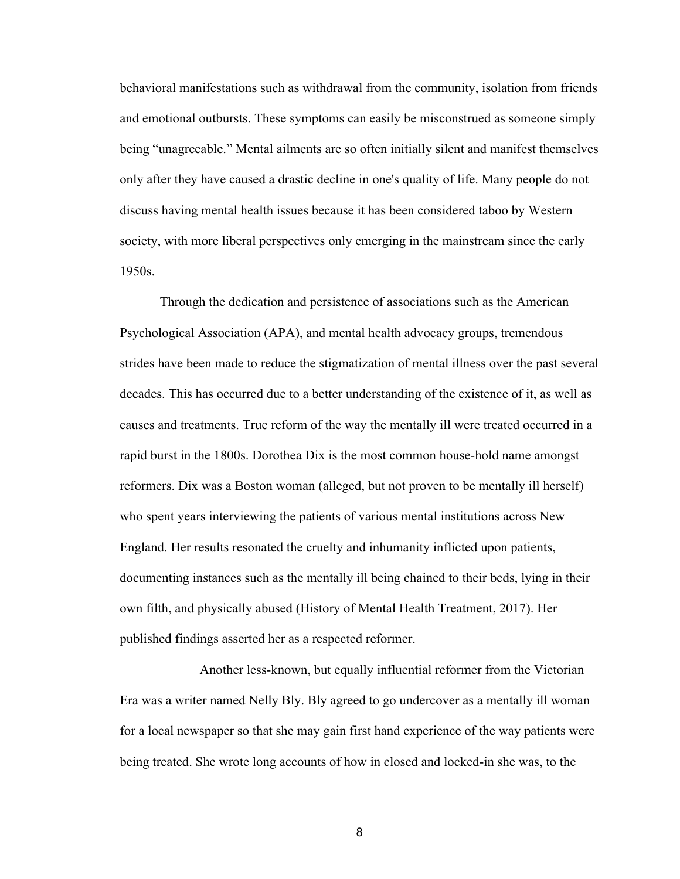behavioral manifestations such as withdrawal from the community, isolation from friends and emotional outbursts. These symptoms can easily be misconstrued as someone simply being "unagreeable." Mental ailments are so often initially silent and manifest themselves only after they have caused a drastic decline in one's quality of life. Many people do not discuss having mental health issues because it has been considered taboo by Western society, with more liberal perspectives only emerging in the mainstream since the early 1950s.

Through the dedication and persistence of associations such as the American Psychological Association (APA), and mental health advocacy groups, tremendous strides have been made to reduce the stigmatization of mental illness over the past several decades. This has occurred due to a better understanding of the existence of it, as well as causes and treatments. True reform of the way the mentally ill were treated occurred in a rapid burst in the 1800s. Dorothea Dix is the most common house-hold name amongst reformers. Dix was a Boston woman (alleged, but not proven to be mentally ill herself) who spent years interviewing the patients of various mental institutions across New England. Her results resonated the cruelty and inhumanity inflicted upon patients, documenting instances such as the mentally ill being chained to their beds, lying in their own filth, and physically abused (History of Mental Health Treatment, 2017). Her published findings asserted her as a respected reformer.

Another less-known, but equally influential reformer from the Victorian Era was a writer named Nelly Bly. Bly agreed to go undercover as a mentally ill woman for a local newspaper so that she may gain first hand experience of the way patients were being treated. She wrote long accounts of how in closed and locked-in she was, to the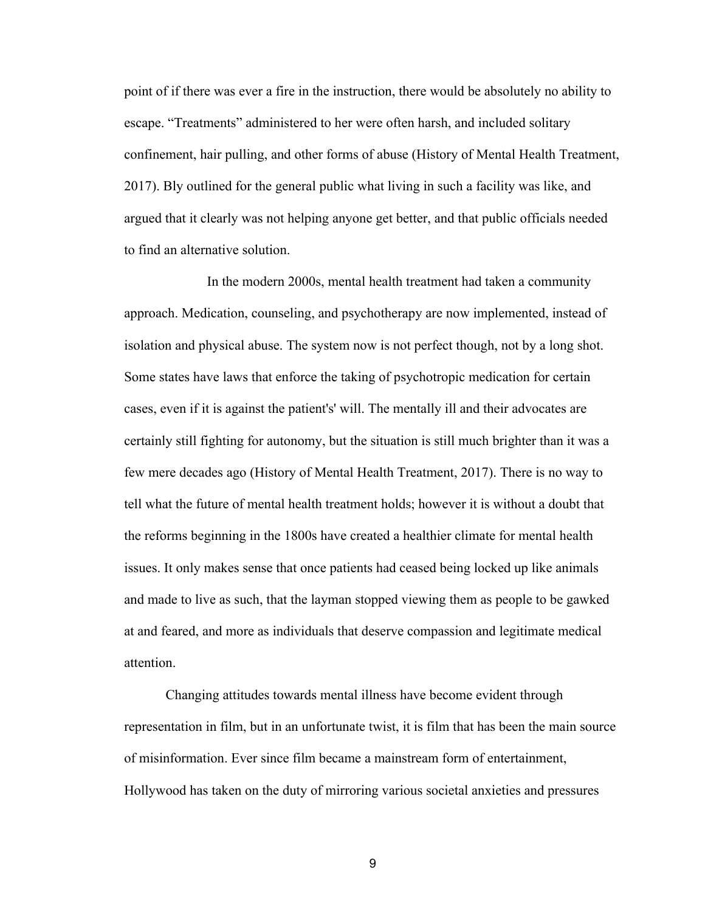point of if there was ever a fire in the instruction, there would be absolutely no ability to escape. “Treatments” administered to her were often harsh, and included solitary confinement, hair pulling, and other forms of abuse (History of Mental Health Treatment, 2017). Bly outlined for the general public what living in such a facility was like, and argued that it clearly was not helping anyone get better, and that public officials needed to find an alternative solution.

In the modern 2000s, mental health treatment had taken a community approach. Medication, counseling, and psychotherapy are now implemented, instead of isolation and physical abuse. The system now is not perfect though, not by a long shot. Some states have laws that enforce the taking of psychotropic medication for certain cases, even if it is against the patient's' will. The mentally ill and their advocates are certainly still fighting for autonomy, but the situation is still much brighter than it was a few mere decades ago (History of Mental Health Treatment, 2017). There is no way to tell what the future of mental health treatment holds; however it is without a doubt that the reforms beginning in the 1800s have created a healthier climate for mental health issues. It only makes sense that once patients had ceased being locked up like animals and made to live as such, that the layman stopped viewing them as people to be gawked at and feared, and more as individuals that deserve compassion and legitimate medical attention.

Changing attitudes towards mental illness have become evident through representation in film, but in an unfortunate twist, it is film that has been the main source of misinformation. Ever since film became a mainstream form of entertainment, Hollywood has taken on the duty of mirroring various societal anxieties and pressures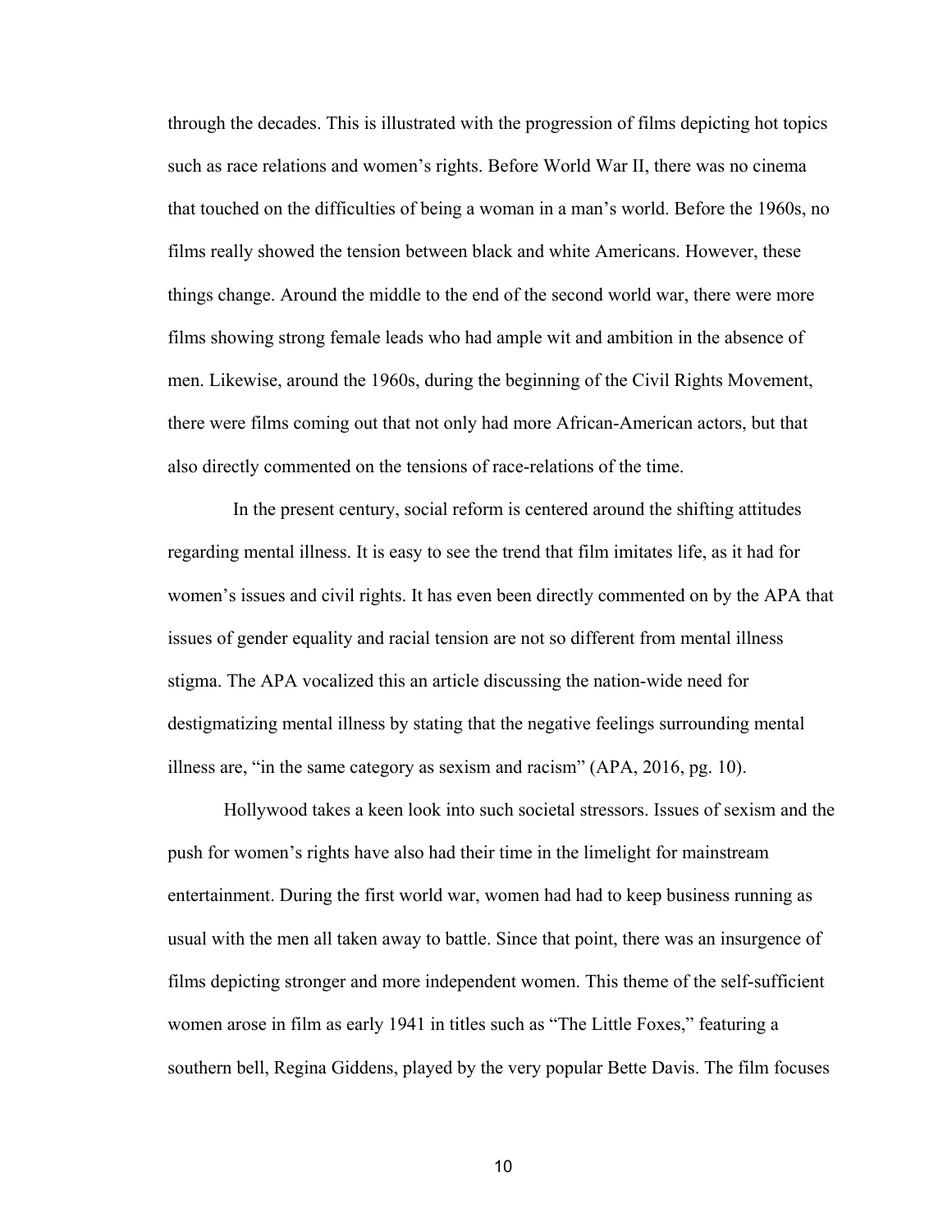through the decades. This is illustrated with the progression of films depicting hot topics such as race relations and women's rights. Before World War II, there was no cinema that touched on the difficulties of being a woman in a man's world. Before the 1960s, no films really showed the tension between black and white Americans. However, these things change. Around the middle to the end of the second world war, there were more films showing strong female leads who had ample wit and ambition in the absence of men. Likewise, around the 1960s, during the beginning of the Civil Rights Movement, there were films coming out that not only had more African-American actors, but that also directly commented on the tensions of race-relations of the time.

In the present century, social reform is centered around the shifting attitudes regarding mental illness. It is easy to see the trend that film imitates life, as it had for women's issues and civil rights. It has even been directly commented on by the APA that issues of gender equality and racial tension are not so different from mental illness stigma. The APA vocalized this an article discussing the nation-wide need for destigmatizing mental illness by stating that the negative feelings surrounding mental illness are, "in the same category as sexism and racism" (APA, 2016, pg. 10).

Hollywood takes a keen look into such societal stressors. Issues of sexism and the push for women's rights have also had their time in the limelight for mainstream entertainment. During the first world war, women had had to keep business running as usual with the men all taken away to battle. Since that point, there was an insurgence of films depicting stronger and more independent women. This theme of the self-sufficient women arose in film as early 1941 in titles such as "The Little Foxes," featuring a southern bell, Regina Giddens, played by the very popular Bette Davis. The film focuses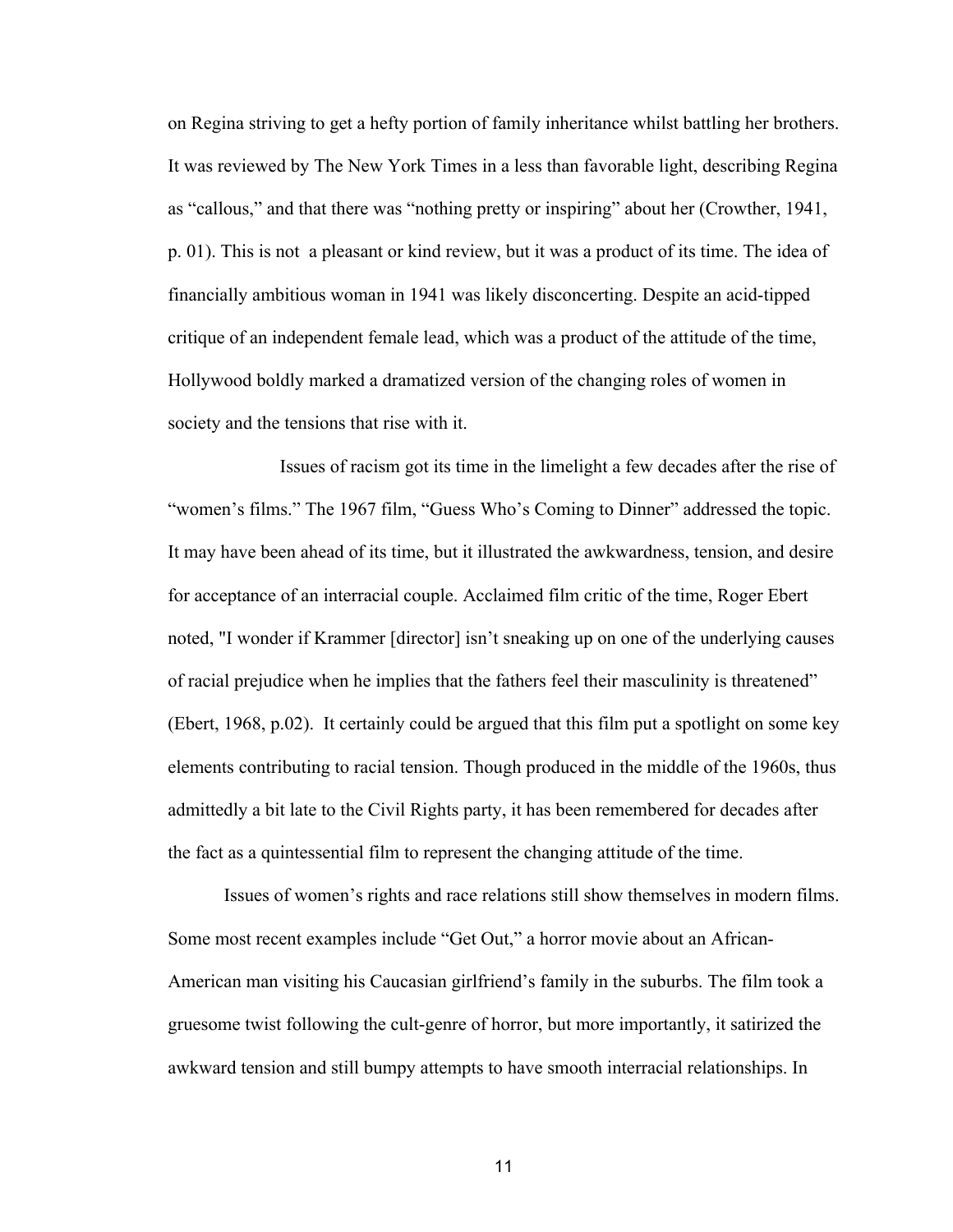on Regina striving to get a hefty portion of family inheritance whilst battling her brothers. It was reviewed by The New York Times in a less than favorable light, describing Regina as "callous," and that there was "nothing pretty or inspiring" about her (Crowther, 1941, p. 01). This is not a pleasant or kind review, but it was a product of its time. The idea of financially ambitious woman in 1941 was likely disconcerting. Despite an acid-tipped critique of an independent female lead, which was a product of the attitude of the time, Hollywood boldly marked a dramatized version of the changing roles of women in society and the tensions that rise with it.

Issues of racism got its time in the limelight a few decades after the rise of "women's films." The 1967 film, "Guess Who's Coming to Dinner" addressed the topic. It may have been ahead of its time, but it illustrated the awkwardness, tension, and desire for acceptance of an interracial couple. Acclaimed film critic of the time, Roger Ebert noted, "I wonder if Krammer [director] isn't sneaking up on one of the underlying causes of racial prejudice when he implies that the fathers feel their masculinity is threatened" (Ebert, 1968, p.02). It certainly could be argued that this film put a spotlight on some key elements contributing to racial tension. Though produced in the middle of the 1960s, thus admittedly a bit late to the Civil Rights party, it has been remembered for decades after the fact as a quintessential film to represent the changing attitude of the time.

Issues of women's rights and race relations still show themselves in modern films. Some most recent examples include "Get Out," a horror movie about an African-American man visiting his Caucasian girlfriend's family in the suburbs. The film took a gruesome twist following the cult-genre of horror, but more importantly, it satirized the awkward tension and still bumpy attempts to have smooth interracial relationships. In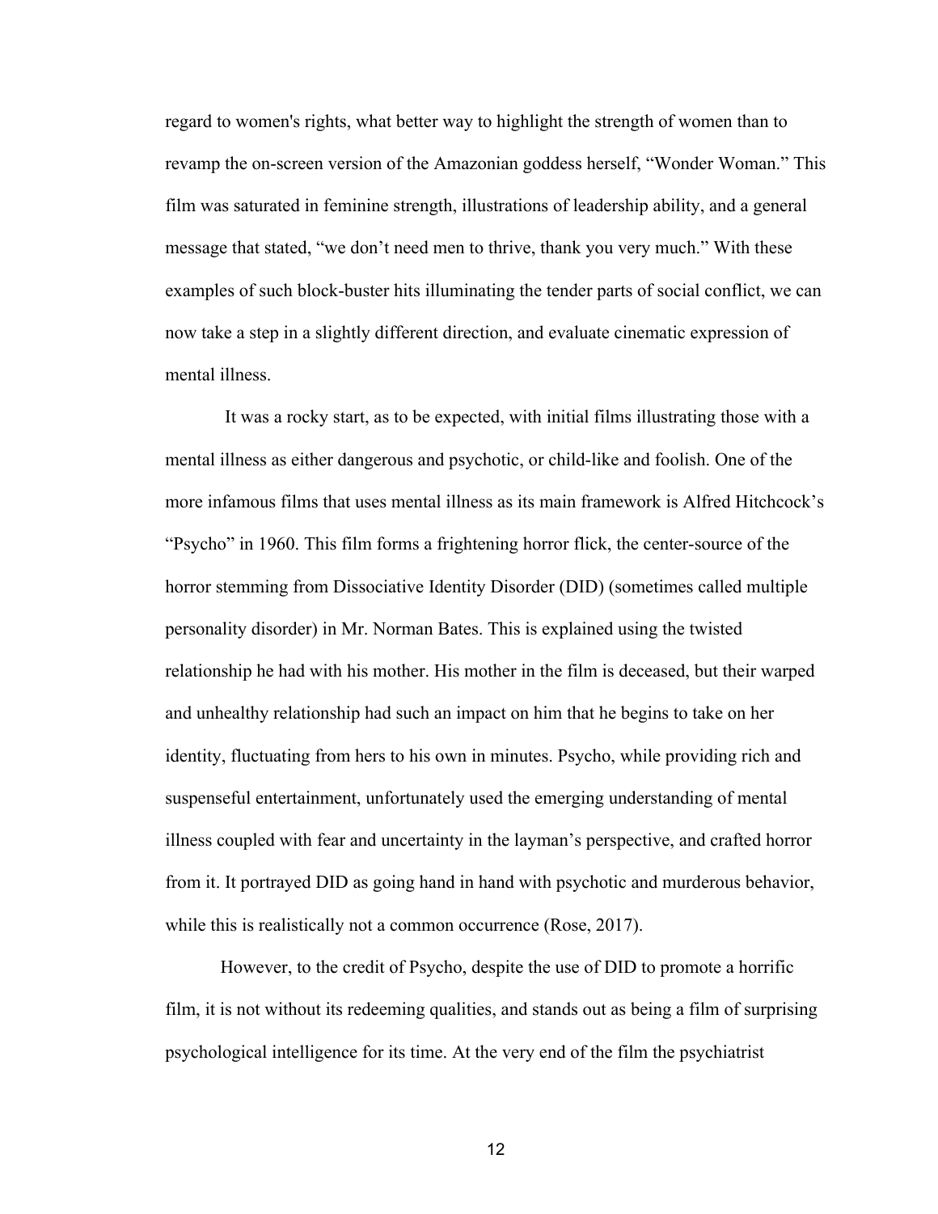regard to women's rights, what better way to highlight the strength of women than to revamp the on-screen version of the Amazonian goddess herself, "Wonder Woman." This film was saturated in feminine strength, illustrations of leadership ability, and a general message that stated, "we don't need men to thrive, thank you very much." With these examples of such block-buster hits illuminating the tender parts of social conflict, we can now take a step in a slightly different direction, and evaluate cinematic expression of mental illness.

It was a rocky start, as to be expected, with initial films illustrating those with a mental illness as either dangerous and psychotic, or child-like and foolish. One of the more infamous films that uses mental illness as its main framework is Alfred Hitchcock's "Psycho" in 1960. This film forms a frightening horror flick, the center-source of the horror stemming from Dissociative Identity Disorder (DID) (sometimes called multiple personality disorder) in Mr. Norman Bates. This is explained using the twisted relationship he had with his mother. His mother in the film is deceased, but their warped and unhealthy relationship had such an impact on him that he begins to take on her identity, fluctuating from hers to his own in minutes. Psycho, while providing rich and suspenseful entertainment, unfortunately used the emerging understanding of mental illness coupled with fear and uncertainty in the layman's perspective, and crafted horror from it. It portrayed DID as going hand in hand with psychotic and murderous behavior, while this is realistically not a common occurrence (Rose, 2017).

However, to the credit of Psycho, despite the use of DID to promote a horrific film, it is not without its redeeming qualities, and stands out as being a film of surprising psychological intelligence for its time. At the very end of the film the psychiatrist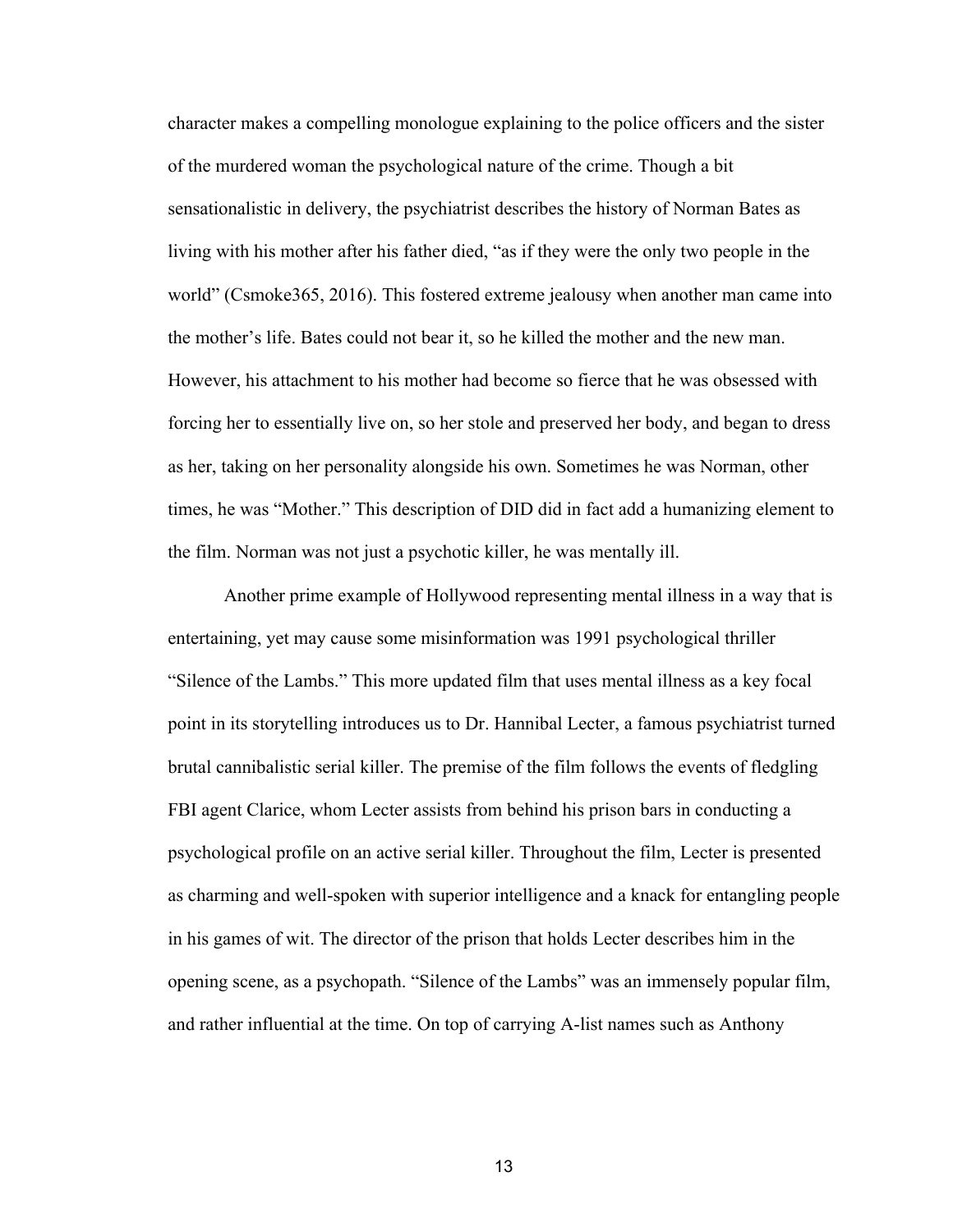character makes a compelling monologue explaining to the police officers and the sister of the murdered woman the psychological nature of the crime. Though a bit sensationalistic in delivery, the psychiatrist describes the history of Norman Bates as living with his mother after his father died, "as if they were the only two people in the world" (Csmoke365, 2016). This fostered extreme jealousy when another man came into the mother's life. Bates could not bear it, so he killed the mother and the new man. However, his attachment to his mother had become so fierce that he was obsessed with forcing her to essentially live on, so her stole and preserved her body, and began to dress as her, taking on her personality alongside his own. Sometimes he was Norman, other times, he was "Mother." This description of DID did in fact add a humanizing element to the film. Norman was not just a psychotic killer, he was mentally ill.

Another prime example of Hollywood representing mental illness in a way that is entertaining, yet may cause some misinformation was 1991 psychological thriller "Silence of the Lambs." This more updated film that uses mental illness as a key focal point in its storytelling introduces us to Dr. Hannibal Lecter, a famous psychiatrist turned brutal cannibalistic serial killer. The premise of the film follows the events of fledgling FBI agent Clarice, whom Lecter assists from behind his prison bars in conducting a psychological profile on an active serial killer. Throughout the film, Lecter is presented as charming and well-spoken with superior intelligence and a knack for entangling people in his games of wit. The director of the prison that holds Lecter describes him in the opening scene, as a psychopath. "Silence of the Lambs" was an immensely popular film, and rather influential at the time. On top of carrying A-list names such as Anthony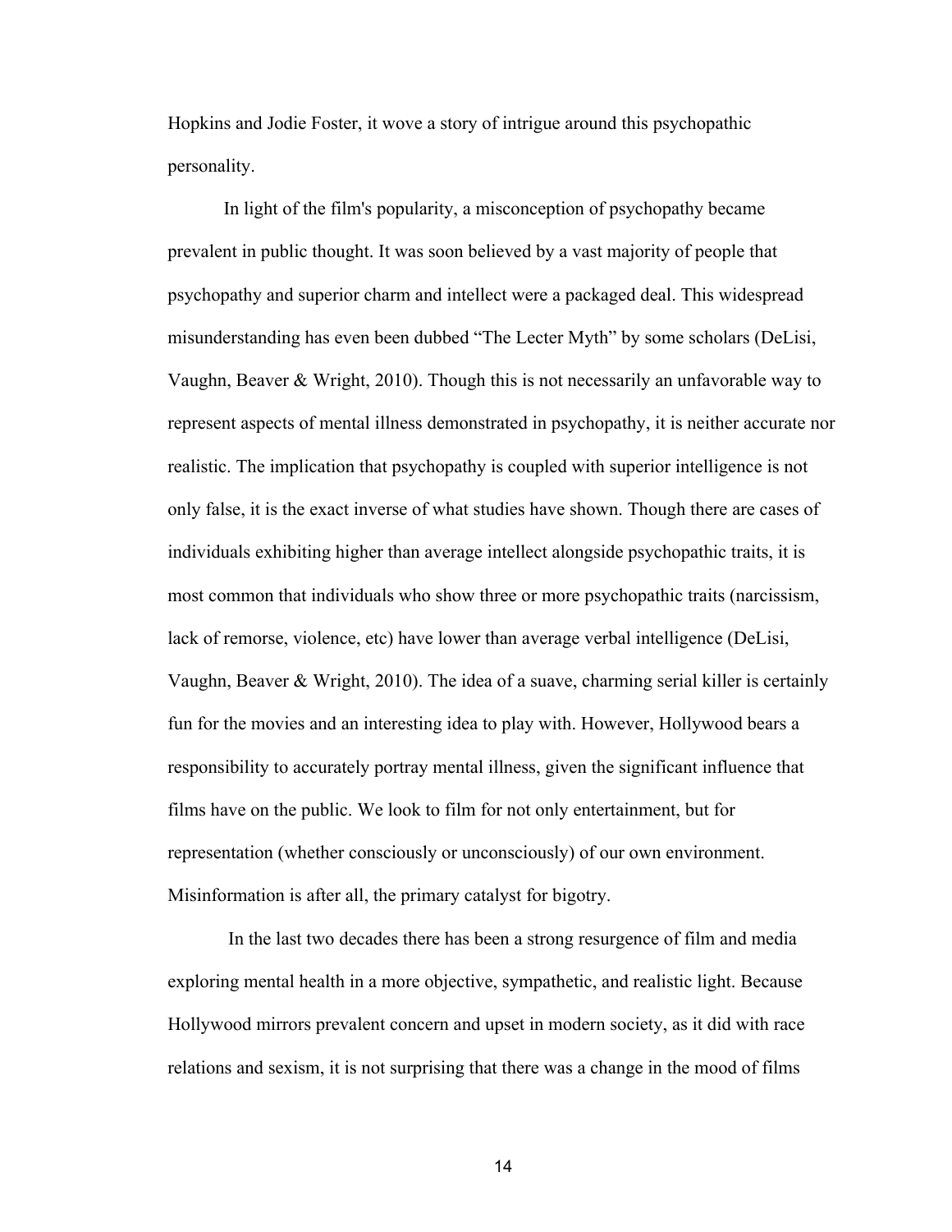Hopkins and Jodie Foster, it wove a story of intrigue around this psychopathic personality.

In light of the film's popularity, a misconception of psychopathy became prevalent in public thought. It was soon believed by a vast majority of people that psychopathy and superior charm and intellect were a packaged deal. This widespread misunderstanding has even been dubbed "The Lecter Myth" by some scholars (DeLisi, Vaughn, Beaver & Wright, 2010). Though this is not necessarily an unfavorable way to represent aspects of mental illness demonstrated in psychopathy, it is neither accurate nor realistic. The implication that psychopathy is coupled with superior intelligence is not only false, it is the exact inverse of what studies have shown. Though there are cases of individuals exhibiting higher than average intellect alongside psychopathic traits, it is most common that individuals who show three or more psychopathic traits (narcissism, lack of remorse, violence, etc) have lower than average verbal intelligence (DeLisi, Vaughn, Beaver & Wright, 2010). The idea of a suave, charming serial killer is certainly fun for the movies and an interesting idea to play with. However, Hollywood bears a responsibility to accurately portray mental illness, given the significant influence that films have on the public. We look to film for not only entertainment, but for representation (whether consciously or unconsciously) of our own environment. Misinformation is after all, the primary catalyst for bigotry.

In the last two decades there has been a strong resurgence of film and media exploring mental health in a more objective, sympathetic, and realistic light. Because Hollywood mirrors prevalent concern and upset in modern society, as it did with race relations and sexism, it is not surprising that there was a change in the mood of films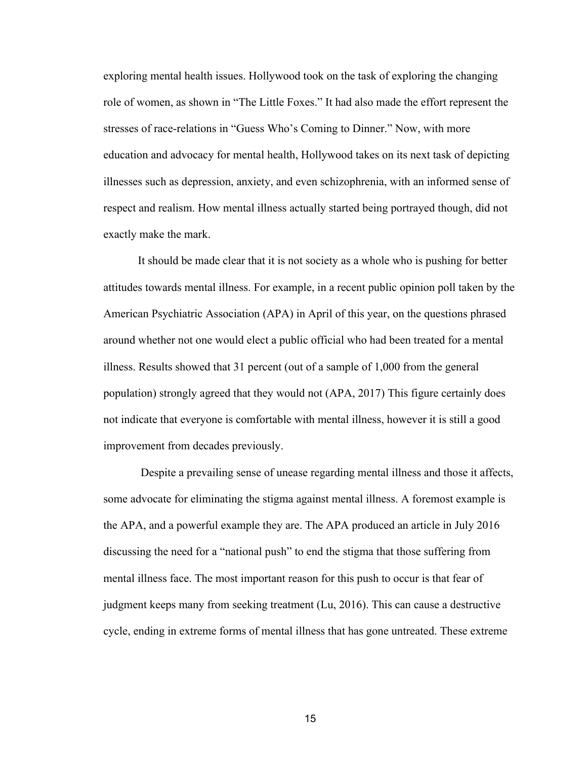exploring mental health issues. Hollywood took on the task of exploring the changing role of women, as shown in "The Little Foxes." It had also made the effort represent the stresses of race-relations in "Guess Who's Coming to Dinner." Now, with more education and advocacy for mental health, Hollywood takes on its next task of depicting illnesses such as depression, anxiety, and even schizophrenia, with an informed sense of respect and realism. How mental illness actually started being portrayed though, did not exactly make the mark.

It should be made clear that it is not society as a whole who is pushing for better attitudes towards mental illness. For example, in a recent public opinion poll taken by the American Psychiatric Association (APA) in April of this year, on the questions phrased around whether not one would elect a public official who had been treated for a mental illness. Results showed that 31 percent (out of a sample of 1,000 from the general population) strongly agreed that they would not (APA, 2017) This figure certainly does not indicate that everyone is comfortable with mental illness, however it is still a good improvement from decades previously.

Despite a prevailing sense of unease regarding mental illness and those it affects, some advocate for eliminating the stigma against mental illness. A foremost example is the APA, and a powerful example they are. The APA produced an article in July 2016 discussing the need for a "national push" to end the stigma that those suffering from mental illness face. The most important reason for this push to occur is that fear of judgment keeps many from seeking treatment (Lu, 2016). This can cause a destructive cycle, ending in extreme forms of mental illness that has gone untreated. These extreme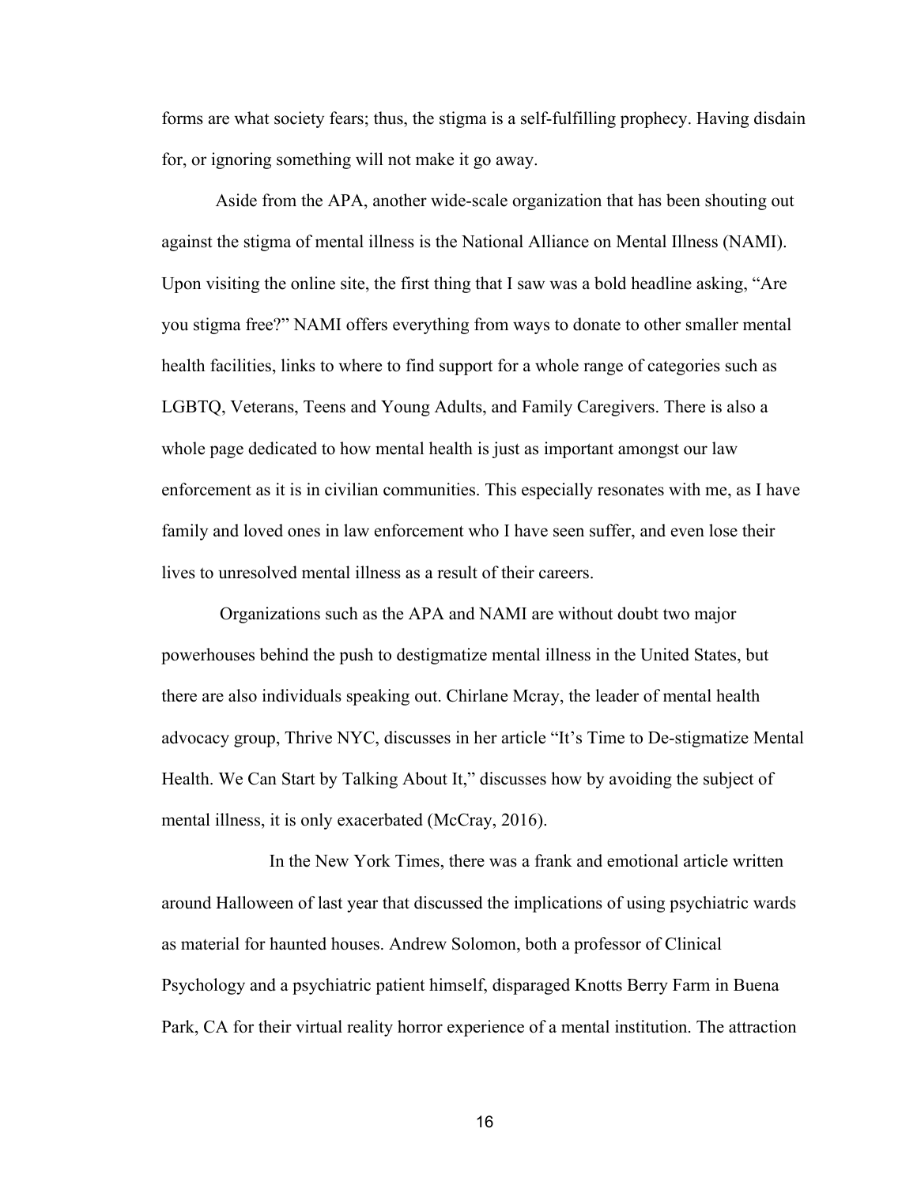forms are what society fears; thus, the stigma is a self-fulfilling prophecy. Having disdain for, or ignoring something will not make it go away.

Aside from the APA, another wide-scale organization that has been shouting out against the stigma of mental illness is the National Alliance on Mental Illness (NAMI). Upon visiting the online site, the first thing that I saw was a bold headline asking, "Are you stigma free?" NAMI offers everything from ways to donate to other smaller mental health facilities, links to where to find support for a whole range of categories such as LGBTQ, Veterans, Teens and Young Adults, and Family Caregivers. There is also a whole page dedicated to how mental health is just as important amongst our law enforcement as it is in civilian communities. This especially resonates with me, as I have family and loved ones in law enforcement who I have seen suffer, and even lose their lives to unresolved mental illness as a result of their careers.

Organizations such as the APA and NAMI are without doubt two major powerhouses behind the push to destigmatize mental illness in the United States, but there are also individuals speaking out. Chirlane Mcray, the leader of mental health advocacy group, Thrive NYC, discusses in her article "It's Time to De-stigmatize Mental Health. We Can Start by Talking About It," discusses how by avoiding the subject of mental illness, it is only exacerbated (McCray, 2016).

In the New York Times, there was a frank and emotional article written around Halloween of last year that discussed the implications of using psychiatric wards as material for haunted houses. Andrew Solomon, both a professor of Clinical Psychology and a psychiatric patient himself, disparaged Knotts Berry Farm in Buena Park, CA for their virtual reality horror experience of a mental institution. The attraction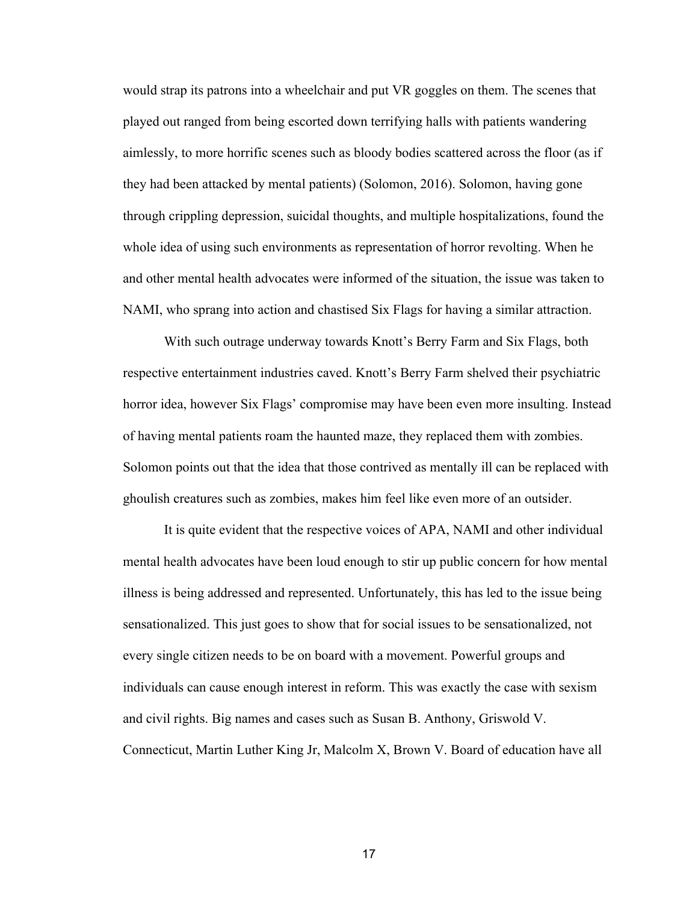would strap its patrons into a wheelchair and put VR goggles on them. The scenes that played out ranged from being escorted down terrifying halls with patients wandering aimlessly, to more horrific scenes such as bloody bodies scattered across the floor (as if they had been attacked by mental patients) (Solomon, 2016). Solomon, having gone through crippling depression, suicidal thoughts, and multiple hospitalizations, found the whole idea of using such environments as representation of horror revolting. When he and other mental health advocates were informed of the situation, the issue was taken to NAMI, who sprang into action and chastised Six Flags for having a similar attraction.

With such outrage underway towards Knott's Berry Farm and Six Flags, both respective entertainment industries caved. Knott's Berry Farm shelved their psychiatric horror idea, however Six Flags' compromise may have been even more insulting. Instead of having mental patients roam the haunted maze, they replaced them with zombies. Solomon points out that the idea that those contrived as mentally ill can be replaced with ghoulish creatures such as zombies, makes him feel like even more of an outsider.

It is quite evident that the respective voices of APA, NAMI and other individual mental health advocates have been loud enough to stir up public concern for how mental illness is being addressed and represented. Unfortunately, this has led to the issue being sensationalized. This just goes to show that for social issues to be sensationalized, not every single citizen needs to be on board with a movement. Powerful groups and individuals can cause enough interest in reform. This was exactly the case with sexism and civil rights. Big names and cases such as Susan B. Anthony, Griswold V. Connecticut, Martin Luther King Jr, Malcolm X, Brown V. Board of education have all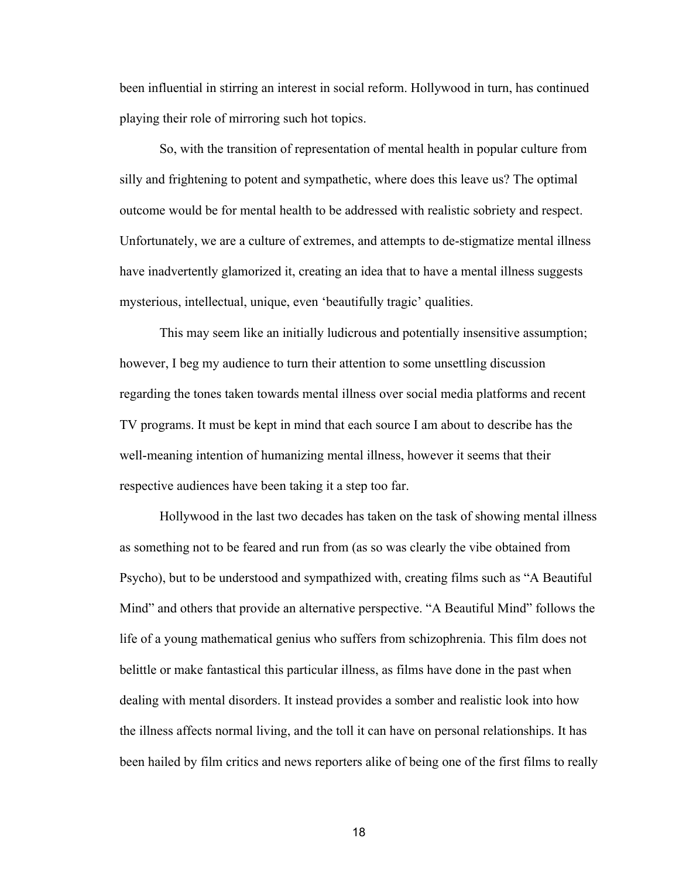been influential in stirring an interest in social reform. Hollywood in turn, has continued playing their role of mirroring such hot topics.

So, with the transition of representation of mental health in popular culture from silly and frightening to potent and sympathetic, where does this leave us? The optimal outcome would be for mental health to be addressed with realistic sobriety and respect. Unfortunately, we are a culture of extremes, and attempts to de-stigmatize mental illness have inadvertently glamorized it, creating an idea that to have a mental illness suggests mysterious, intellectual, unique, even 'beautifully tragic' qualities.

This may seem like an initially ludicrous and potentially insensitive assumption; however, I beg my audience to turn their attention to some unsettling discussion regarding the tones taken towards mental illness over social media platforms and recent TV programs. It must be kept in mind that each source I am about to describe has the well-meaning intention of humanizing mental illness, however it seems that their respective audiences have been taking it a step too far.

Hollywood in the last two decades has taken on the task of showing mental illness as something not to be feared and run from (as so was clearly the vibe obtained from Psycho), but to be understood and sympathized with, creating films such as "A Beautiful Mind" and others that provide an alternative perspective. "A Beautiful Mind" follows the life of a young mathematical genius who suffers from schizophrenia. This film does not belittle or make fantastical this particular illness, as films have done in the past when dealing with mental disorders. It instead provides a somber and realistic look into how the illness affects normal living, and the toll it can have on personal relationships. It has been hailed by film critics and news reporters alike of being one of the first films to really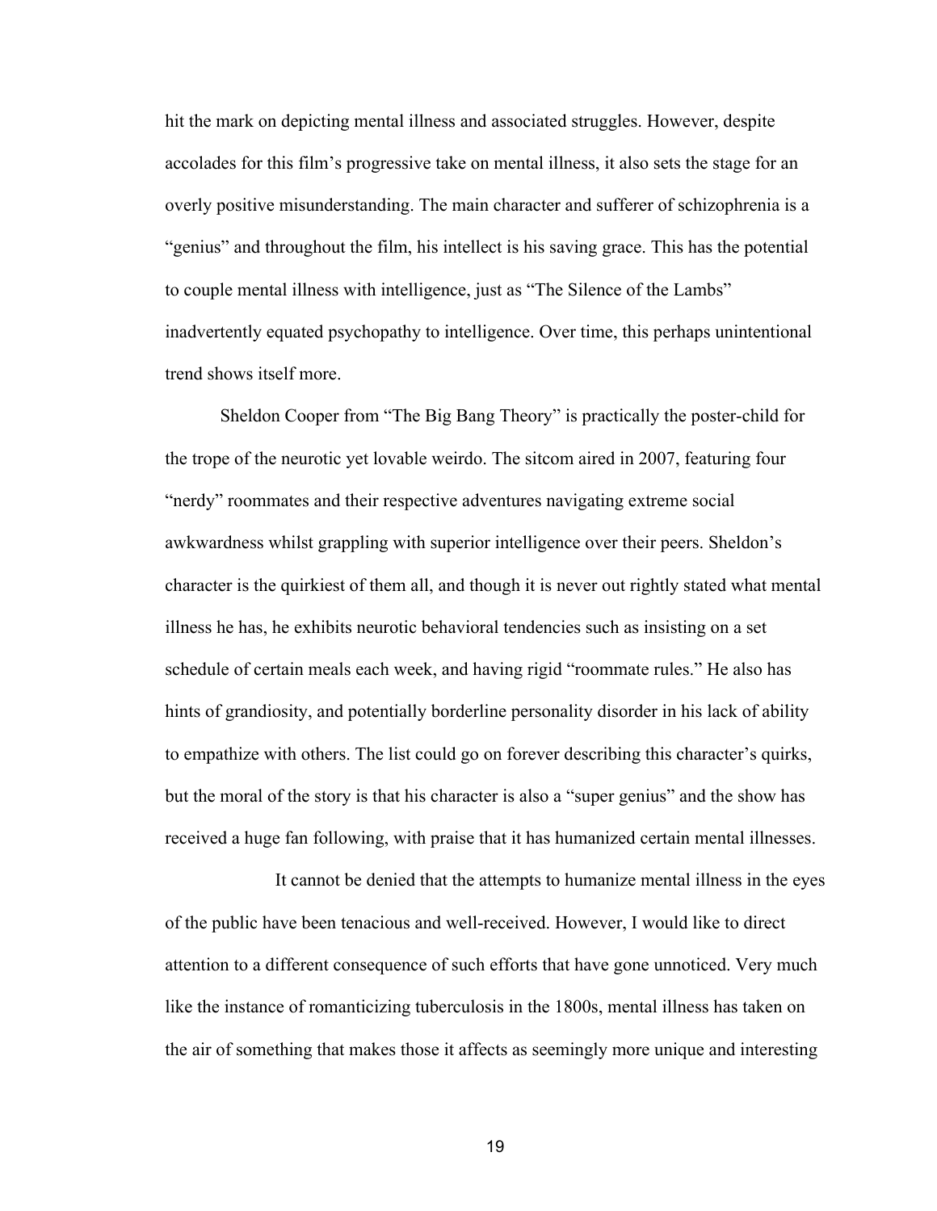hit the mark on depicting mental illness and associated struggles. However, despite accolades for this film's progressive take on mental illness, it also sets the stage for an overly positive misunderstanding. The main character and sufferer of schizophrenia is a "genius" and throughout the film, his intellect is his saving grace. This has the potential to couple mental illness with intelligence, just as "The Silence of the Lambs" inadvertently equated psychopathy to intelligence. Over time, this perhaps unintentional trend shows itself more.

Sheldon Cooper from "The Big Bang Theory" is practically the poster-child for the trope of the neurotic yet lovable weirdo. The sitcom aired in 2007, featuring four "nerdy" roommates and their respective adventures navigating extreme social awkwardness whilst grappling with superior intelligence over their peers. Sheldon's character is the quirkiest of them all, and though it is never out rightly stated what mental illness he has, he exhibits neurotic behavioral tendencies such as insisting on a set schedule of certain meals each week, and having rigid "roommate rules." He also has hints of grandiosity, and potentially borderline personality disorder in his lack of ability to empathize with others. The list could go on forever describing this character's quirks, but the moral of the story is that his character is also a "super genius" and the show has received a huge fan following, with praise that it has humanized certain mental illnesses.

It cannot be denied that the attempts to humanize mental illness in the eyes of the public have been tenacious and well-received. However, I would like to direct attention to a different consequence of such efforts that have gone unnoticed. Very much like the instance of romanticizing tuberculosis in the 1800s, mental illness has taken on the air of something that makes those it affects as seemingly more unique and interesting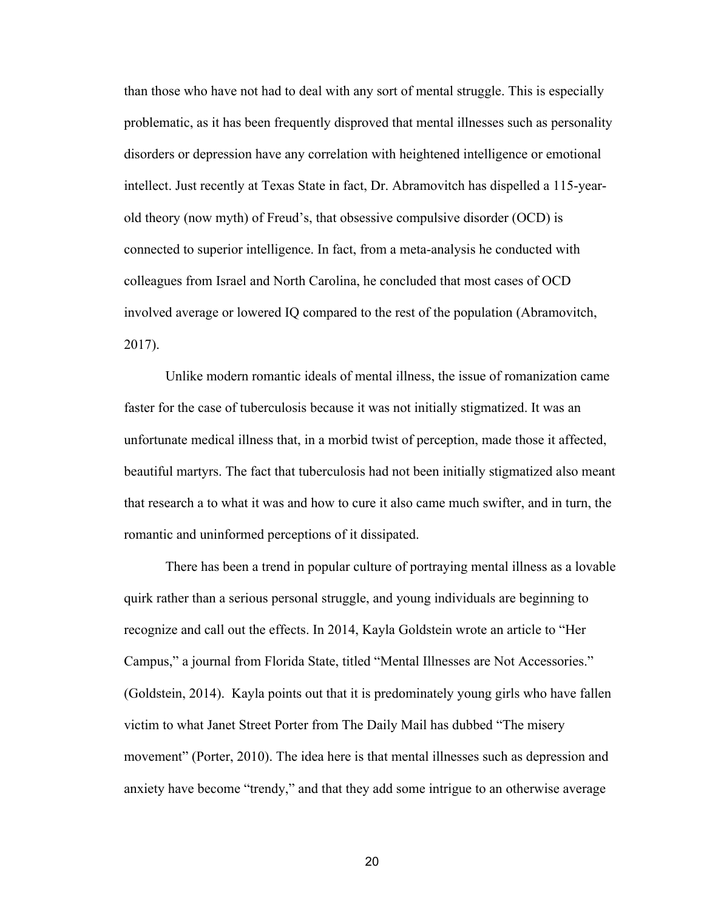than those who have not had to deal with any sort of mental struggle. This is especially problematic, as it has been frequently disproved that mental illnesses such as personality disorders or depression have any correlation with heightened intelligence or emotional intellect. Just recently at Texas State in fact, Dr. Abramovitch has dispelled a 115-year-old theory (now myth) of Freud's, that obsessive compulsive disorder (OCD) is connected to superior intelligence. In fact, from a meta-analysis he conducted with colleagues from Israel and North Carolina, he concluded that most cases of OCD involved average or lowered IQ compared to the rest of the population (Abramovitch, 2017).

Unlike modern romantic ideals of mental illness, the issue of romanization came faster for the case of tuberculosis because it was not initially stigmatized. It was an unfortunate medical illness that, in a morbid twist of perception, made those it affected, beautiful martyrs. The fact that tuberculosis had not been initially stigmatized also meant that research a to what it was and how to cure it also came much swifter, and in turn, the romantic and uninformed perceptions of it dissipated.

There has been a trend in popular culture of portraying mental illness as a lovable quirk rather than a serious personal struggle, and young individuals are beginning to recognize and call out the effects. In 2014, Kayla Goldstein wrote an article to "Her Campus," a journal from Florida State, titled "Mental Illnesses are Not Accessories." (Goldstein, 2014). Kayla points out that it is predominately young girls who have fallen victim to what Janet Street Porter from The Daily Mail has dubbed "The misery movement" (Porter, 2010). The idea here is that mental illnesses such as depression and anxiety have become "trendy," and that they add some intrigue to an otherwise average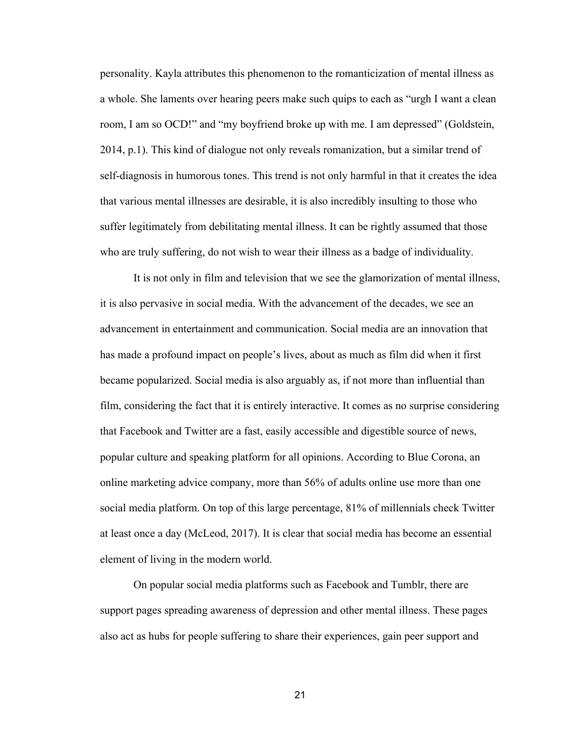personality. Kayla attributes this phenomenon to the romanticization of mental illness as a whole. She laments over hearing peers make such quips to each as "urgh I want a clean room, I am so OCD!" and "my boyfriend broke up with me. I am depressed" (Goldstein, 2014, p.1). This kind of dialogue not only reveals romanization, but a similar trend of self-diagnosis in humorous tones. This trend is not only harmful in that it creates the idea that various mental illnesses are desirable, it is also incredibly insulting to those who suffer legitimately from debilitating mental illness. It can be rightly assumed that those who are truly suffering, do not wish to wear their illness as a badge of individuality.

It is not only in film and television that we see the glamorization of mental illness, it is also pervasive in social media. With the advancement of the decades, we see an advancement in entertainment and communication. Social media are an innovation that has made a profound impact on people's lives, about as much as film did when it first became popularized. Social media is also arguably as, if not more than influential than film, considering the fact that it is entirely interactive. It comes as no surprise considering that Facebook and Twitter are a fast, easily accessible and digestible source of news, popular culture and speaking platform for all opinions. According to Blue Corona, an online marketing advice company, more than 56% of adults online use more than one social media platform. On top of this large percentage, 81% of millennials check Twitter at least once a day (McLeod, 2017). It is clear that social media has become an essential element of living in the modern world.

On popular social media platforms such as Facebook and Tumblr, there are support pages spreading awareness of depression and other mental illness. These pages also act as hubs for people suffering to share their experiences, gain peer support and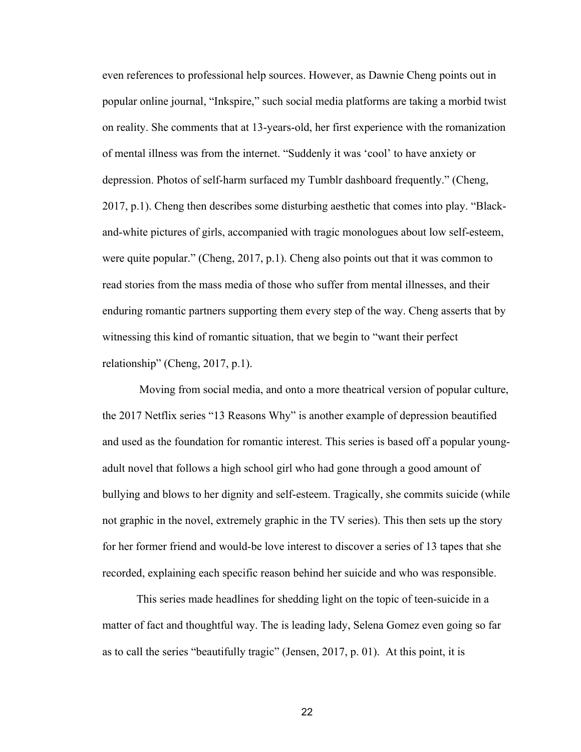even references to professional help sources. However, as Dawnie Cheng points out in popular online journal, "Inkspire," such social media platforms are taking a morbid twist on reality. She comments that at 13-years-old, her first experience with the romanization of mental illness was from the internet. "Suddenly it was 'cool' to have anxiety or depression. Photos of self-harm surfaced my Tumblr dashboard frequently." (Cheng, 2017, p.1). Cheng then describes some disturbing aesthetic that comes into play. "Black-and-white pictures of girls, accompanied with tragic monologues about low self-esteem, were quite popular." (Cheng, 2017, p.1). Cheng also points out that it was common to read stories from the mass media of those who suffer from mental illnesses, and their enduring romantic partners supporting them every step of the way. Cheng asserts that by witnessing this kind of romantic situation, that we begin to "want their perfect relationship" (Cheng, 2017, p.1).

Moving from social media, and onto a more theatrical version of popular culture, the 2017 Netflix series "13 Reasons Why" is another example of depression beautified and used as the foundation for romantic interest. This series is based off a popular young-adult novel that follows a high school girl who had gone through a good amount of bullying and blows to her dignity and self-esteem. Tragically, she commits suicide (while not graphic in the novel, extremely graphic in the TV series). This then sets up the story for her former friend and would-be love interest to discover a series of 13 tapes that she recorded, explaining each specific reason behind her suicide and who was responsible.

This series made headlines for shedding light on the topic of teen-suicide in a matter of fact and thoughtful way. The is leading lady, Selena Gomez even going so far as to call the series "beautifully tragic" (Jensen, 2017, p. 01). At this point, it is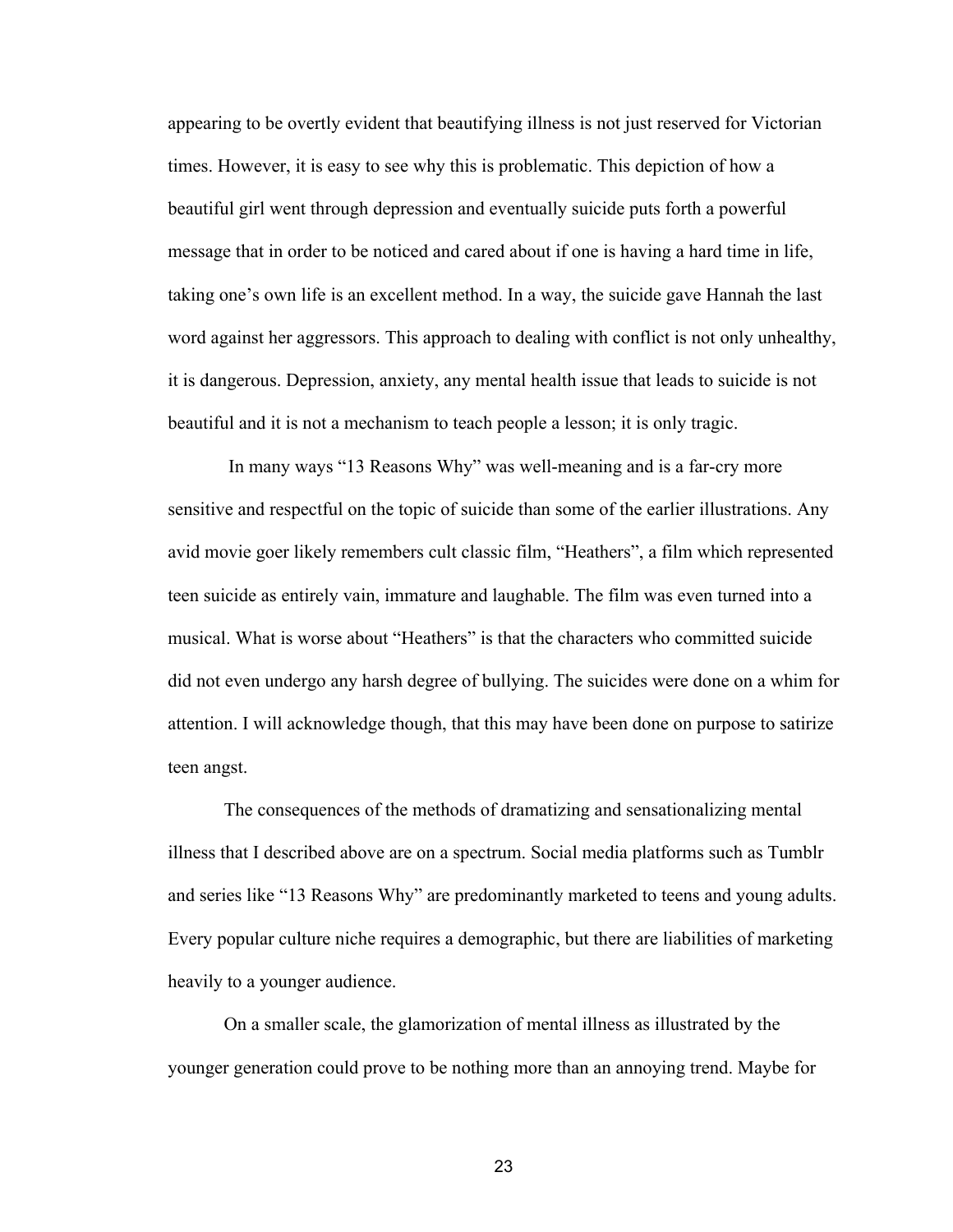appearing to be overtly evident that beautifying illness is not just reserved for Victorian times. However, it is easy to see why this is problematic. This depiction of how a beautiful girl went through depression and eventually suicide puts forth a powerful message that in order to be noticed and cared about if one is having a hard time in life, taking one's own life is an excellent method. In a way, the suicide gave Hannah the last word against her aggressors. This approach to dealing with conflict is not only unhealthy, it is dangerous. Depression, anxiety, any mental health issue that leads to suicide is not beautiful and it is not a mechanism to teach people a lesson; it is only tragic.

In many ways "13 Reasons Why" was well-meaning and is a far-cry more sensitive and respectful on the topic of suicide than some of the earlier illustrations. Any avid movie goer likely remembers cult classic film, "Heathers", a film which represented teen suicide as entirely vain, immature and laughable. The film was even turned into a musical. What is worse about "Heathers" is that the characters who committed suicide did not even undergo any harsh degree of bullying. The suicides were done on a whim for attention. I will acknowledge though, that this may have been done on purpose to satirize teen angst.

The consequences of the methods of dramatizing and sensationalizing mental illness that I described above are on a spectrum. Social media platforms such as Tumblr and series like "13 Reasons Why" are predominantly marketed to teens and young adults. Every popular culture niche requires a demographic, but there are liabilities of marketing heavily to a younger audience.

On a smaller scale, the glamorization of mental illness as illustrated by the younger generation could prove to be nothing more than an annoying trend. Maybe for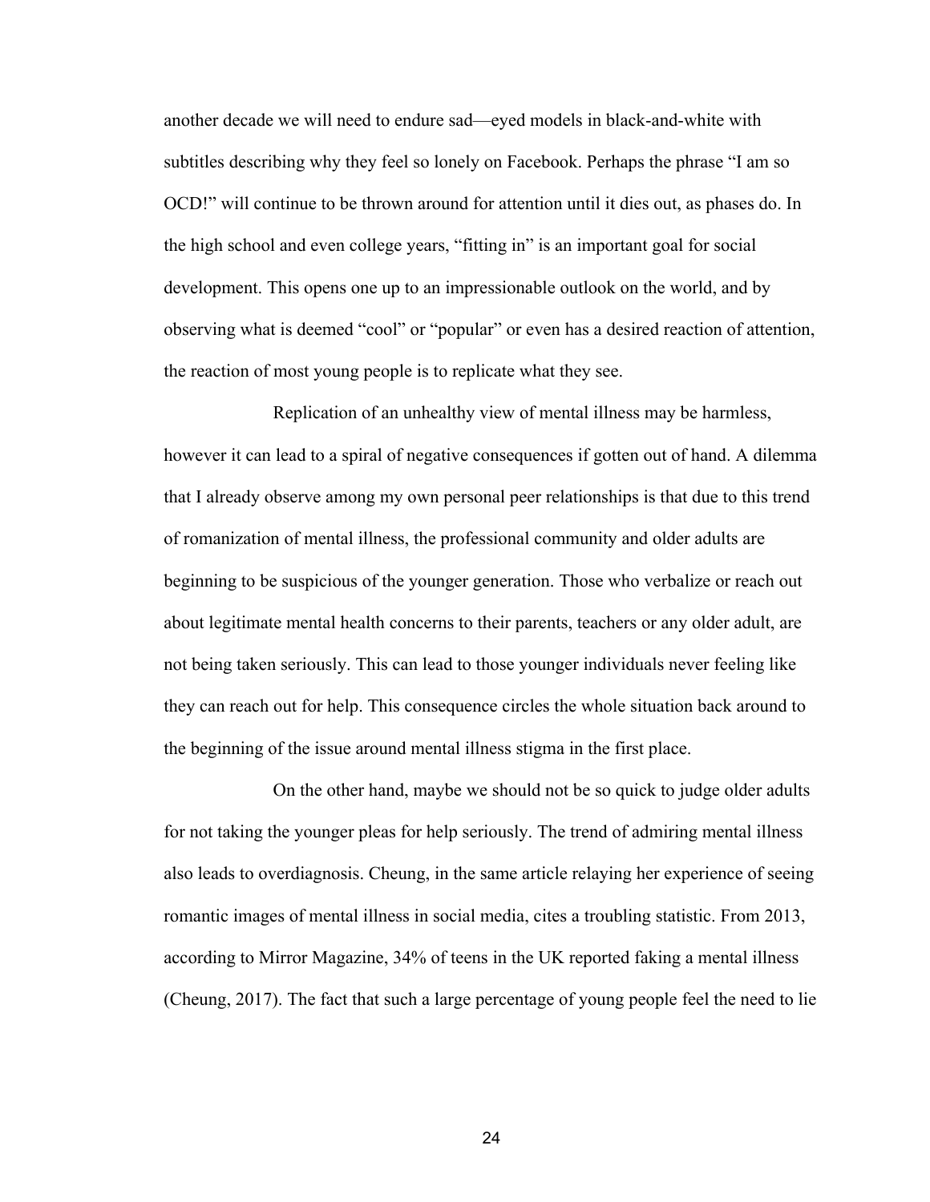another decade we will need to endure sad—eyed models in black-and-white with subtitles describing why they feel so lonely on Facebook. Perhaps the phrase "I am so OCD!" will continue to be thrown around for attention until it dies out, as phases do. In the high school and even college years, "fitting in" is an important goal for social development. This opens one up to an impressionable outlook on the world, and by observing what is deemed "cool" or "popular" or even has a desired reaction of attention, the reaction of most young people is to replicate what they see.

Replication of an unhealthy view of mental illness may be harmless, however it can lead to a spiral of negative consequences if gotten out of hand. A dilemma that I already observe among my own personal peer relationships is that due to this trend of romanization of mental illness, the professional community and older adults are beginning to be suspicious of the younger generation. Those who verbalize or reach out about legitimate mental health concerns to their parents, teachers or any older adult, are not being taken seriously. This can lead to those younger individuals never feeling like they can reach out for help. This consequence circles the whole situation back around to the beginning of the issue around mental illness stigma in the first place.

On the other hand, maybe we should not be so quick to judge older adults for not taking the younger pleas for help seriously. The trend of admiring mental illness also leads to overdiagnosis. Cheung, in the same article relaying her experience of seeing romantic images of mental illness in social media, cites a troubling statistic. From 2013, according to Mirror Magazine, 34% of teens in the UK reported faking a mental illness (Cheung, 2017). The fact that such a large percentage of young people feel the need to lie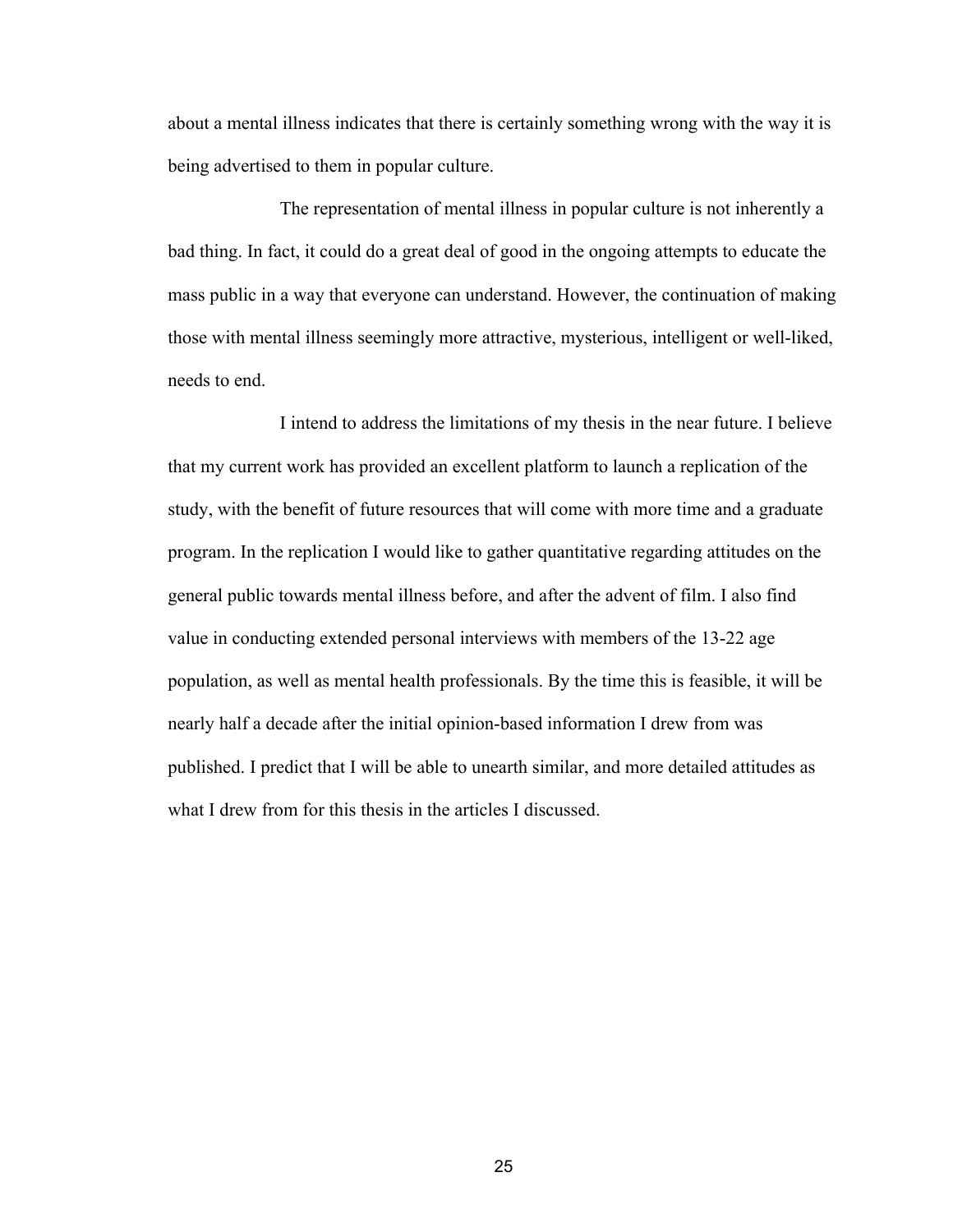about a mental illness indicates that there is certainly something wrong with the way it is being advertised to them in popular culture.

The representation of mental illness in popular culture is not inherently a bad thing. In fact, it could do a great deal of good in the ongoing attempts to educate the mass public in a way that everyone can understand. However, the continuation of making those with mental illness seemingly more attractive, mysterious, intelligent or well-liked, needs to end.

I intend to address the limitations of my thesis in the near future. I believe that my current work has provided an excellent platform to launch a replication of the study, with the benefit of future resources that will come with more time and a graduate program. In the replication I would like to gather quantitative regarding attitudes on the general public towards mental illness before, and after the advent of film. I also find value in conducting extended personal interviews with members of the 13-22 age population, as well as mental health professionals. By the time this is feasible, it will be nearly half a decade after the initial opinion-based information I drew from was published. I predict that I will be able to unearth similar, and more detailed attitudes as what I drew from for this thesis in the articles I discussed.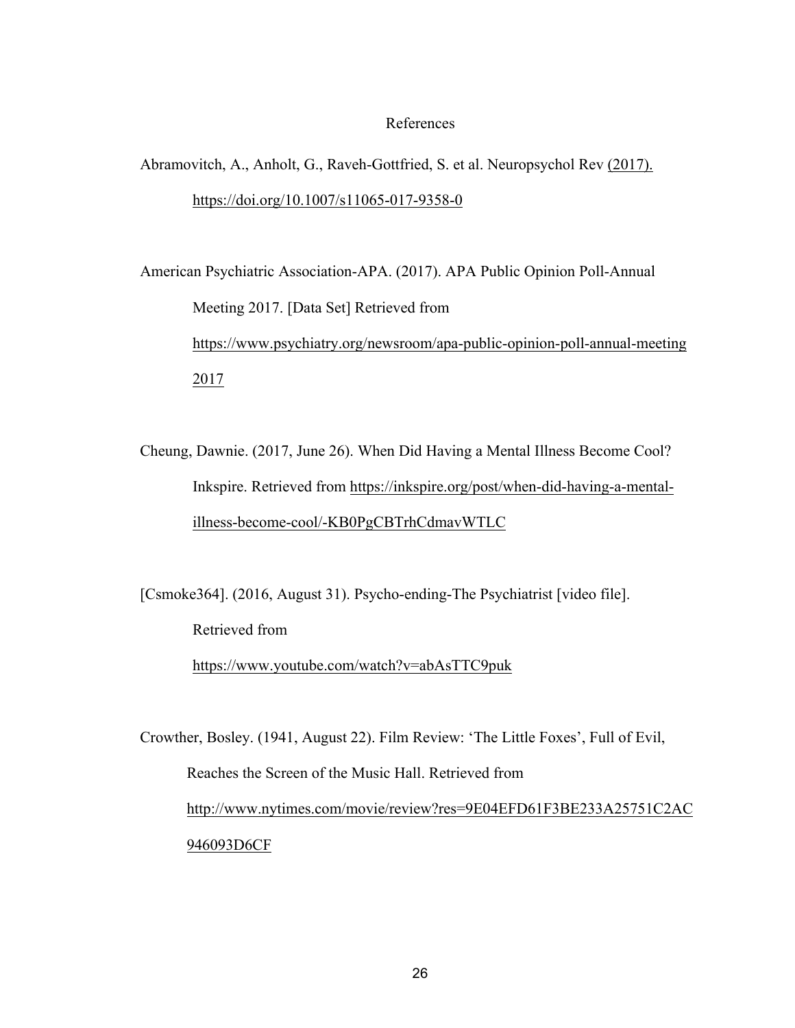# References

Abramovitch, A., Anholt, G., Raveh-Gottfried, S. et al. Neuropsychol Rev (2017). https://doi.org/10.1007/s11065-017-9358-0

American Psychiatric Association-APA. (2017). APA Public Opinion Poll-Annual Meeting 2017. [Data Set] Retrieved from https://www.psychiatry.org/newsroom/apa-public-opinion-poll-annual-meeting 2017

Cheung, Dawnie. (2017, June 26). When Did Having a Mental Illness Become Cool? Inkspire. Retrieved from https://inkspire.org/post/when-did-having-a-mental-illness-become-cool/-KB0PgCBTrhCdmavWTLC

[Csmoke364]. (2016, August 31). Psycho-ending-The Psychiatrist [video file]. Retrieved from https://www.youtube.com/watch?v=abAsTTC9puk

Crowther, Bosley. (1941, August 22). Film Review: 'The Little Foxes', Full of Evil, Reaches the Screen of the Music Hall. Retrieved from http://www.nytimes.com/movie/review?res=9E04EFD61F3BE233A25751C2AC946093D6CF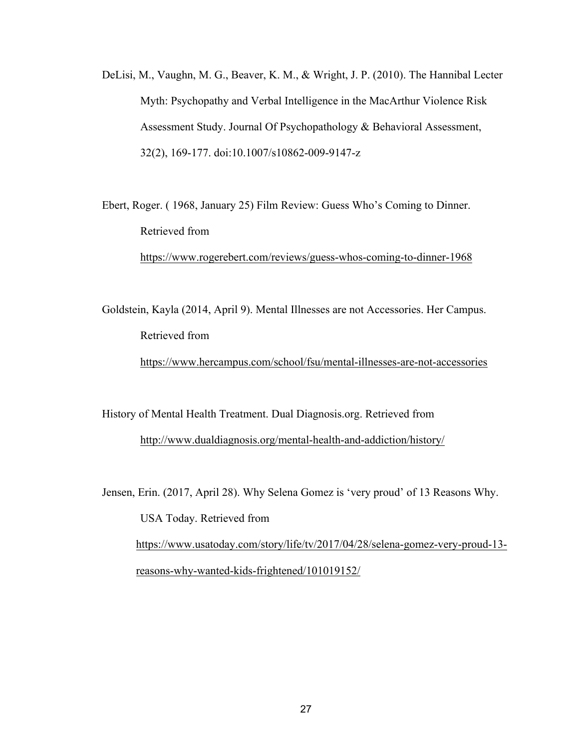DeLisi, M., Vaughn, M. G., Beaver, K. M., & Wright, J. P. (2010). The Hannibal Lecter Myth: Psychopathy and Verbal Intelligence in the MacArthur Violence Risk Assessment Study. Journal Of Psychopathology & Behavioral Assessment, 32(2), 169-177. doi:10.1007/s10862-009-9147-z

Ebert, Roger. ( 1968, January 25) Film Review: Guess Who's Coming to Dinner. Retrieved from https://www.rogerebert.com/reviews/guess-whos-coming-to-dinner-1968

Goldstein, Kayla (2014, April 9). Mental Illnesses are not Accessories. Her Campus. Retrieved from https://www.hercampus.com/school/fsu/mental-illnesses-are-not-accessories

History of Mental Health Treatment. Dual Diagnosis.org. Retrieved from http://www.dualdiagnosis.org/mental-health-and-addiction/history/

Jensen, Erin. (2017, April 28). Why Selena Gomez is 'very proud' of 13 Reasons Why. USA Today. Retrieved from https://www.usatoday.com/story/life/tv/2017/04/28/selena-gomez-very-proud-13-reasons-why-wanted-kids-frightened/101019152/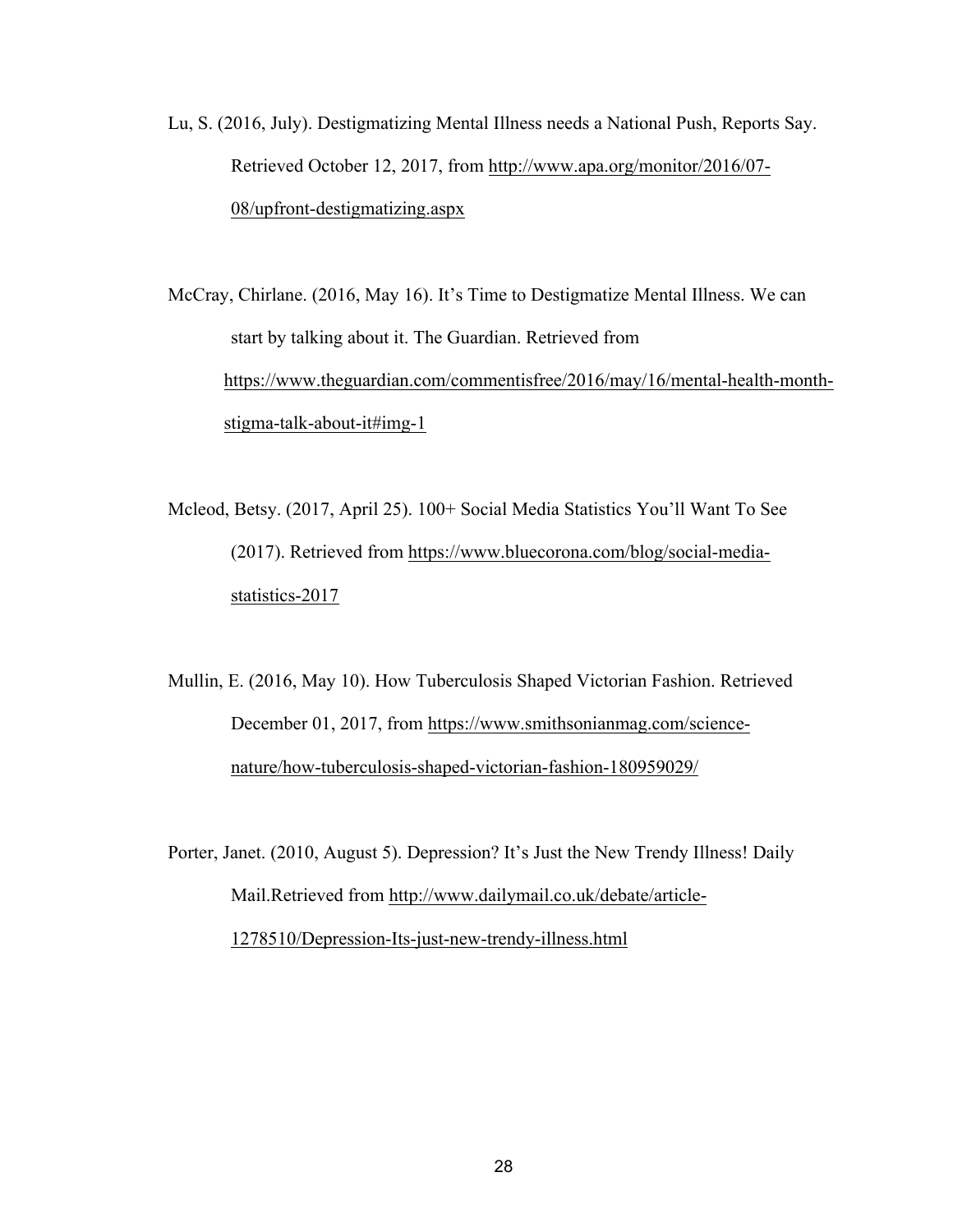Lu, S. (2016, July). Destigmatizing Mental Illness needs a National Push, Reports Say. Retrieved October 12, 2017, from http://www.apa.org/monitor/2016/07-08/upfront-destigmatizing.aspx

McCray, Chirlane. (2016, May 16). It's Time to Destigmatize Mental Illness. We can start by talking about it. The Guardian. Retrieved from https://www.theguardian.com/commentisfree/2016/may/16/mental-health-month-stigma-talk-about-it#img-1

Mcleod, Betsy. (2017, April 25). 100+ Social Media Statistics You'll Want To See (2017). Retrieved from https://www.bluecorona.com/blog/social-media-statistics-2017

Mullin, E. (2016, May 10). How Tuberculosis Shaped Victorian Fashion. Retrieved December 01, 2017, from https://www.smithsonianmag.com/science-nature/how-tuberculosis-shaped-victorian-fashion-180959029/

Porter, Janet. (2010, August 5). Depression? It's Just the New Trendy Illness! Daily Mail.Retrieved from http://www.dailymail.co.uk/debate/article-1278510/Depression-Its-just-new-trendy-illness.html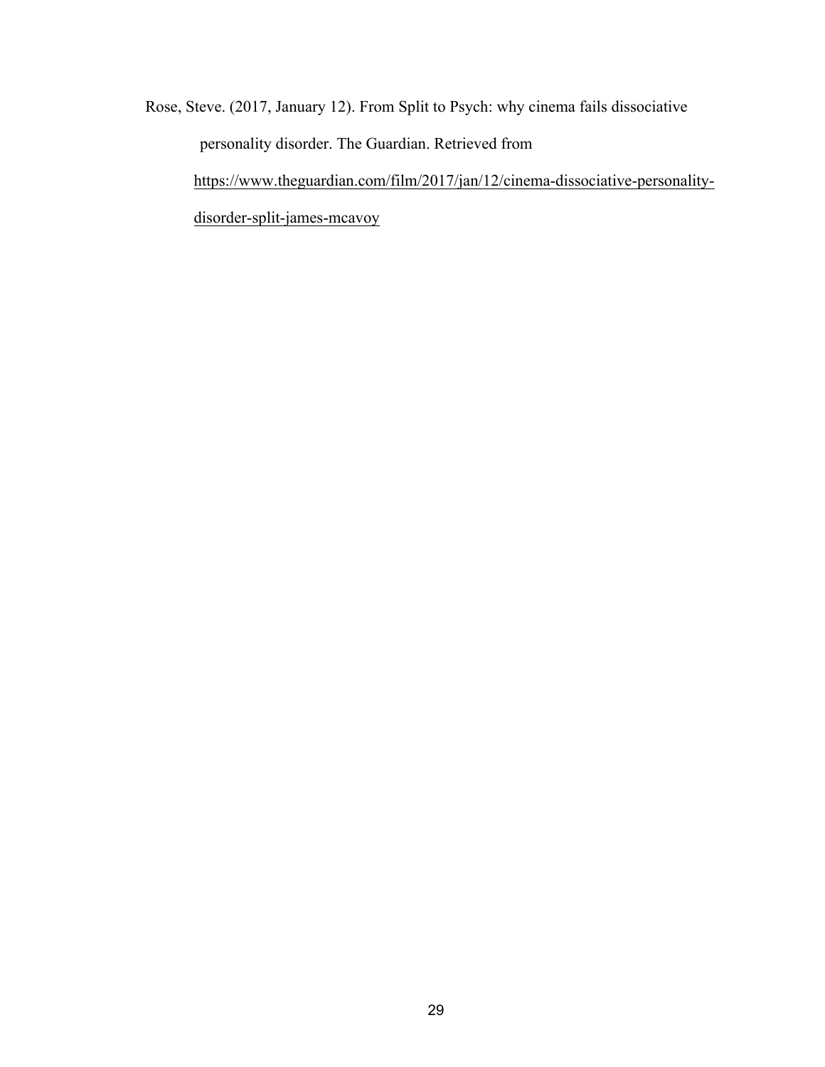Rose, Steve. (2017, January 12). From Split to Psych: why cinema fails dissociative personality disorder. The Guardian. Retrieved from https://www.theguardian.com/film/2017/jan/12/cinema-dissociative-personality-disorder-split-james-mcavoy